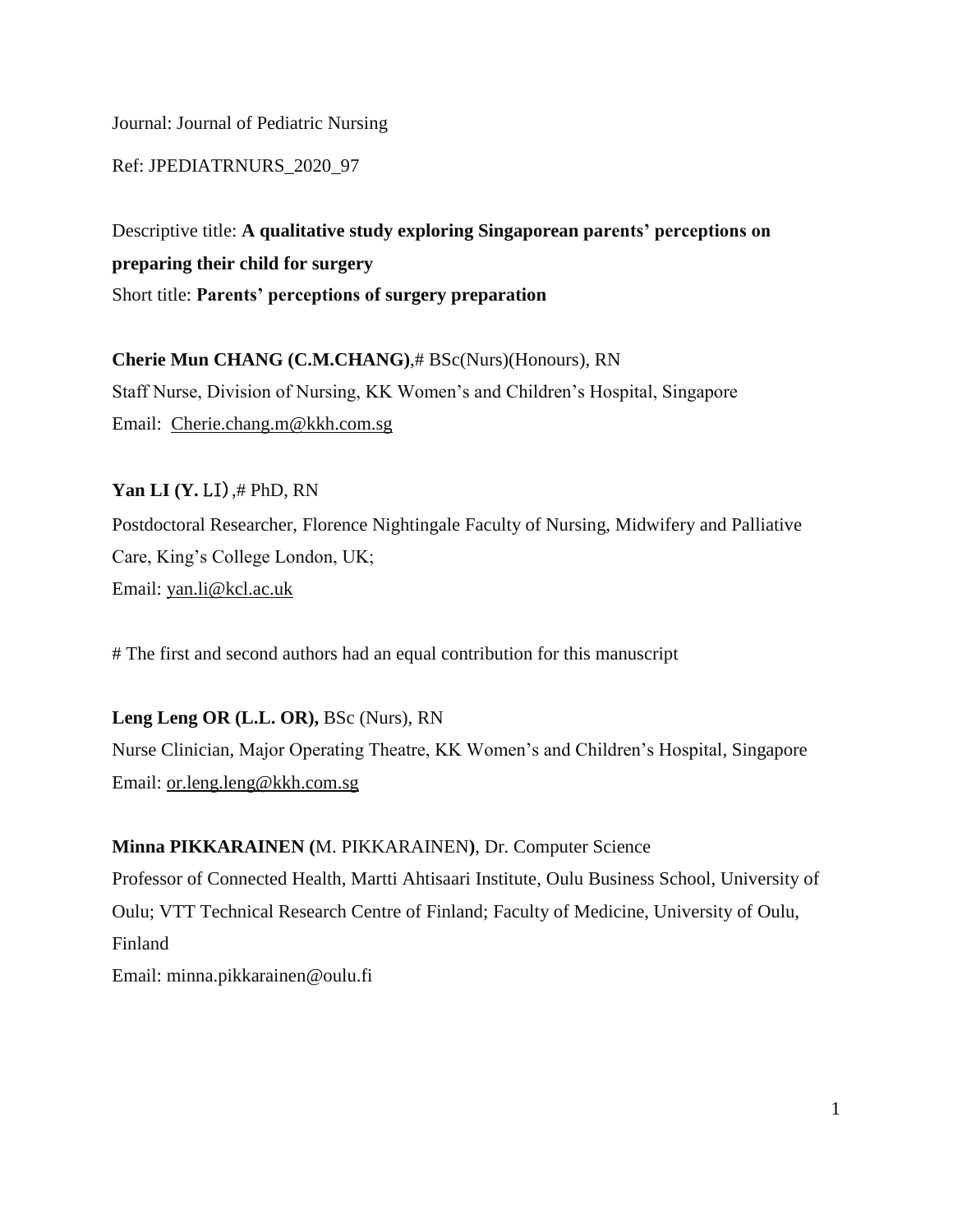Journal: Journal of Pediatric Nursing

Ref: JPEDIATRNURS_2020_97

Descriptive title: **A qualitative study exploring Singaporean parents' perceptions on preparing their child for surgery**

Short title: **Parents' perceptions of surgery preparation**

**Cherie Mun CHANG (C.M.CHANG)**,# BSc(Nurs)(Honours), RN

Staff Nurse, Division of Nursing, KK Women's and Children's Hospital, Singapore

Email: Cherie.chang.m@kkh.com.sg

**Yan LI (Y.** LI）,# PhD, RN

Postdoctoral Researcher, Florence Nightingale Faculty of Nursing, Midwifery and Palliative Care, King's College London, UK;

Email: yan.li@kcl.ac.uk

# The first and second authors had an equal contribution for this manuscript

**Leng Leng OR (L.L. OR),** BSc (Nurs), RN

Nurse Clinician, Major Operating Theatre, KK Women's and Children's Hospital, Singapore

Email: or.leng.leng@kkh.com.sg

**Minna PIKKARAINEN (**M. PIKKARAINEN**)**, Dr. Computer Science

Professor of Connected Health, Martti Ahtisaari Institute, Oulu Business School, University of Oulu; VTT Technical Research Centre of Finland; Faculty of Medicine, University of Oulu, Finland

Email: minna.pikkarainen@oulu.fi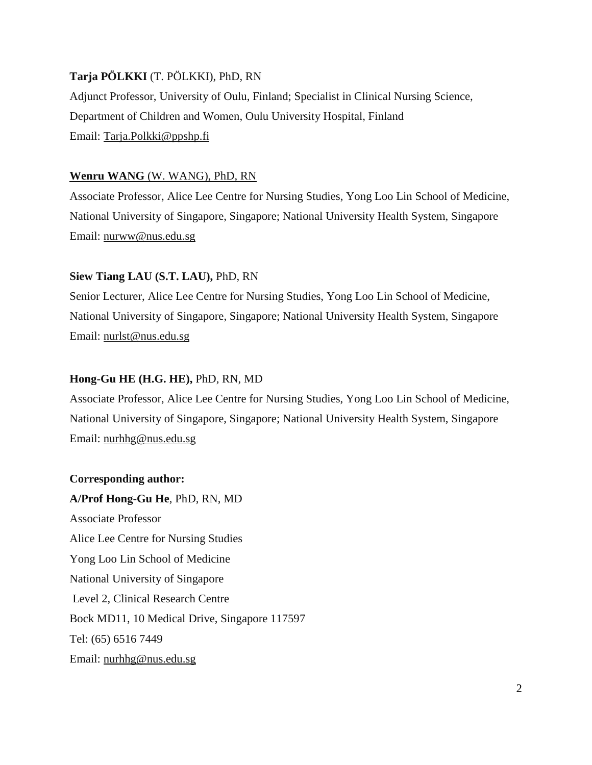**Tarja PÖLKKI** (T. PÖLKKI), PhD, RN

Adjunct Professor, University of Oulu, Finland; Specialist in Clinical Nursing Science, Department of Children and Women, Oulu University Hospital, Finland

Email: Tarja.Polkki@ppshp.fi

**Wenru WANG** (W. WANG), PhD, RN

Associate Professor, Alice Lee Centre for Nursing Studies, Yong Loo Lin School of Medicine, National University of Singapore, Singapore; National University Health System, Singapore

Email: nurww@nus.edu.sg

**Siew Tiang LAU (S.T. LAU),** PhD, RN

Senior Lecturer, Alice Lee Centre for Nursing Studies, Yong Loo Lin School of Medicine, National University of Singapore, Singapore; National University Health System, Singapore

Email: nurlst@nus.edu.sg

**Hong-Gu HE (H.G. HE),** PhD, RN, MD

Associate Professor, Alice Lee Centre for Nursing Studies, Yong Loo Lin School of Medicine, National University of Singapore, Singapore; National University Health System, Singapore

Email: nurhhg@nus.edu.sg

**Corresponding author:**

**A/Prof Hong-Gu He**, PhD, RN, MD

Associate Professor

Alice Lee Centre for Nursing Studies

Yong Loo Lin School of Medicine

National University of Singapore

Level 2, Clinical Research Centre

Bock MD11, 10 Medical Drive, Singapore 117597

Tel: (65) 6516 7449

Email: nurhhg@nus.edu.sg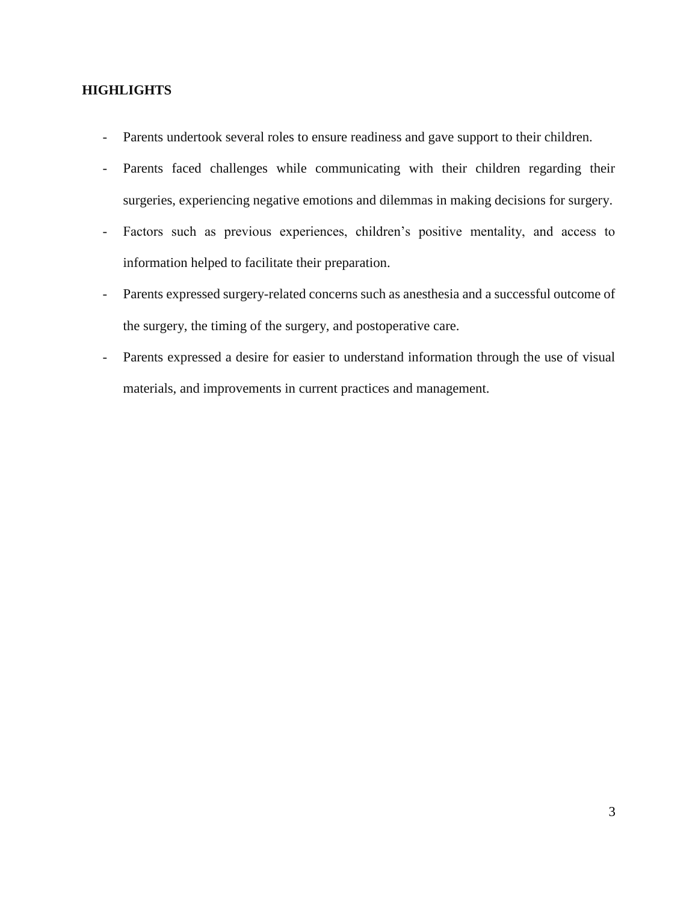**HIGHLIGHTS**

- Parents undertook several roles to ensure readiness and gave support to their children.
- Parents faced challenges while communicating with their children regarding their surgeries, experiencing negative emotions and dilemmas in making decisions for surgery.
- Factors such as previous experiences, children's positive mentality, and access to information helped to facilitate their preparation.
- Parents expressed surgery-related concerns such as anesthesia and a successful outcome of the surgery, the timing of the surgery, and postoperative care.
- Parents expressed a desire for easier to understand information through the use of visual materials, and improvements in current practices and management.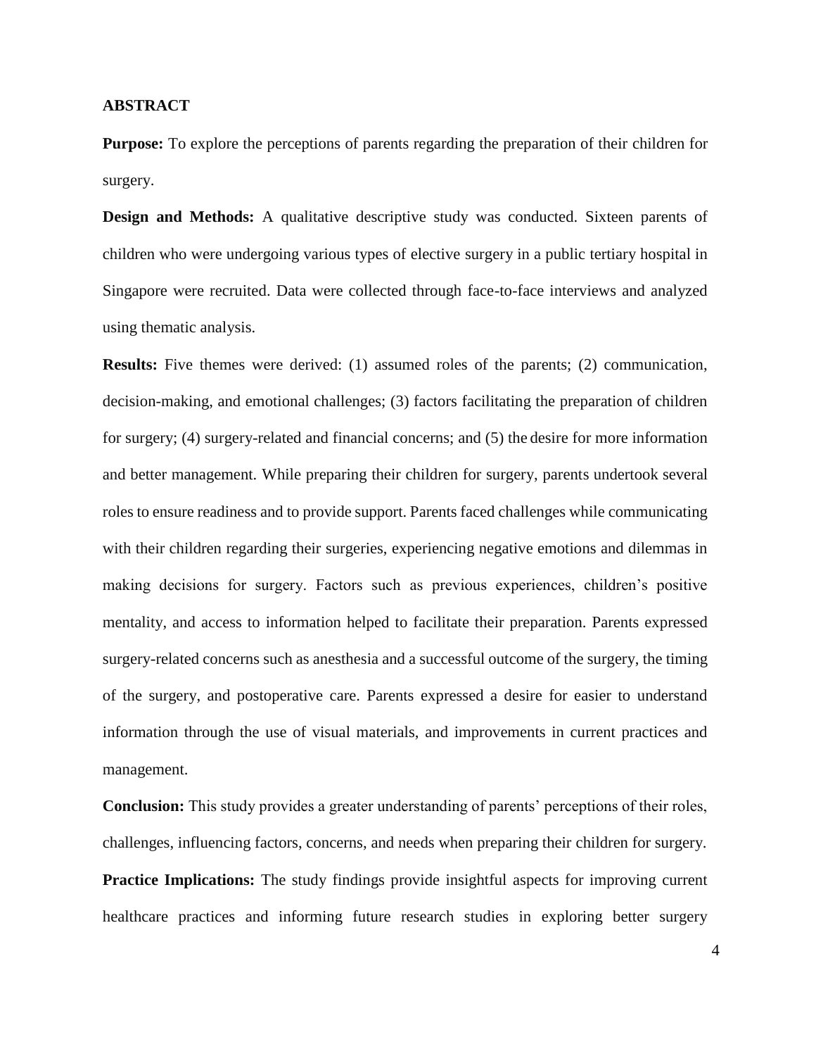## ABSTRACT

**Purpose:** To explore the perceptions of parents regarding the preparation of their children for surgery.

**Design and Methods:** A qualitative descriptive study was conducted. Sixteen parents of children who were undergoing various types of elective surgery in a public tertiary hospital in Singapore were recruited. Data were collected through face-to-face interviews and analyzed using thematic analysis.

**Results:** Five themes were derived: (1) assumed roles of the parents; (2) communication, decision-making, and emotional challenges; (3) factors facilitating the preparation of children for surgery; (4) surgery-related and financial concerns; and (5) the desire for more information and better management. While preparing their children for surgery, parents undertook several roles to ensure readiness and to provide support. Parents faced challenges while communicating with their children regarding their surgeries, experiencing negative emotions and dilemmas in making decisions for surgery. Factors such as previous experiences, children's positive mentality, and access to information helped to facilitate their preparation. Parents expressed surgery-related concerns such as anesthesia and a successful outcome of the surgery, the timing of the surgery, and postoperative care. Parents expressed a desire for easier to understand information through the use of visual materials, and improvements in current practices and management.

**Conclusion:** This study provides a greater understanding of parents' perceptions of their roles, challenges, influencing factors, concerns, and needs when preparing their children for surgery.

**Practice Implications:** The study findings provide insightful aspects for improving current healthcare practices and informing future research studies in exploring better surgery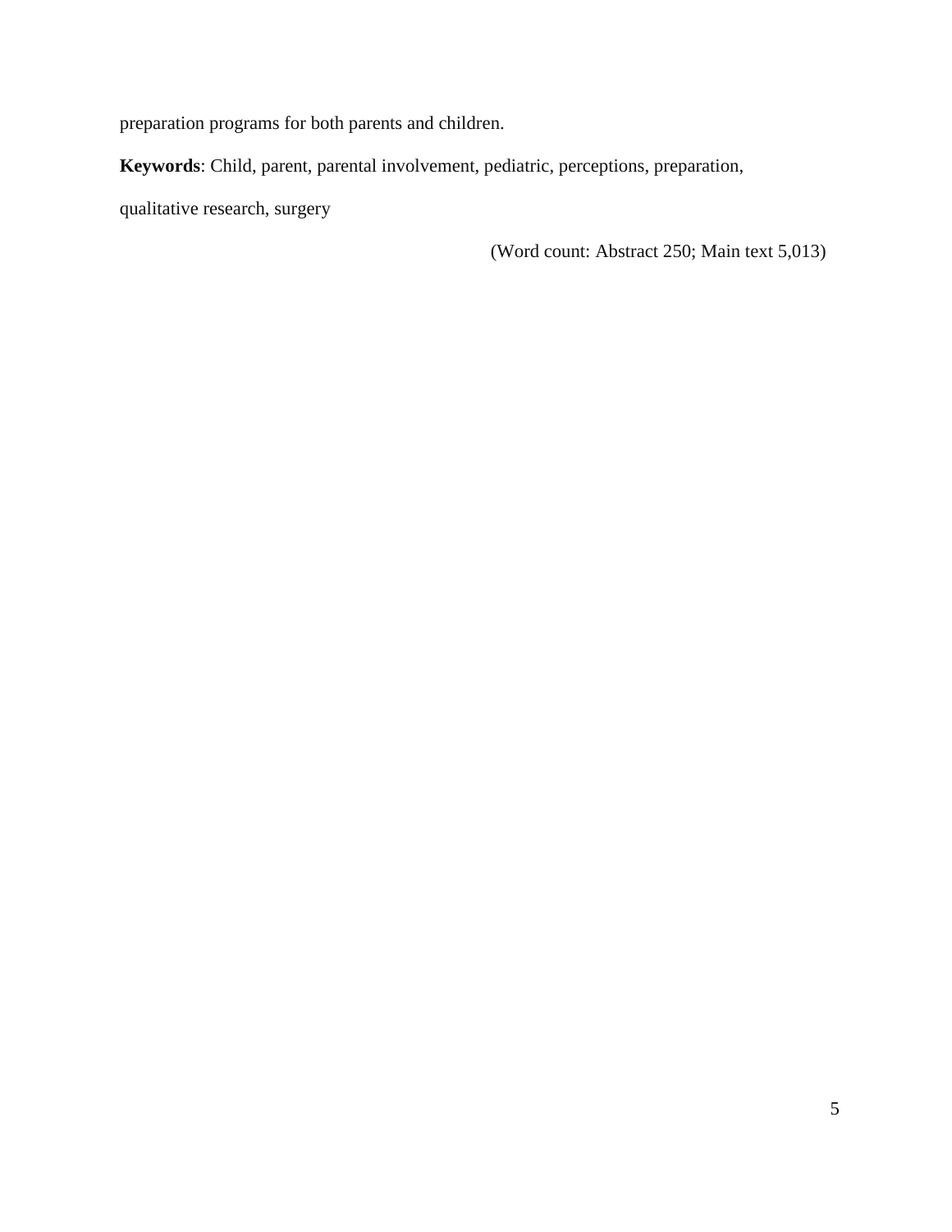preparation programs for both parents and children.

**Keywords**: Child, parent, parental involvement, pediatric, perceptions, preparation, qualitative research, surgery

(Word count: Abstract 250; Main text 5,013)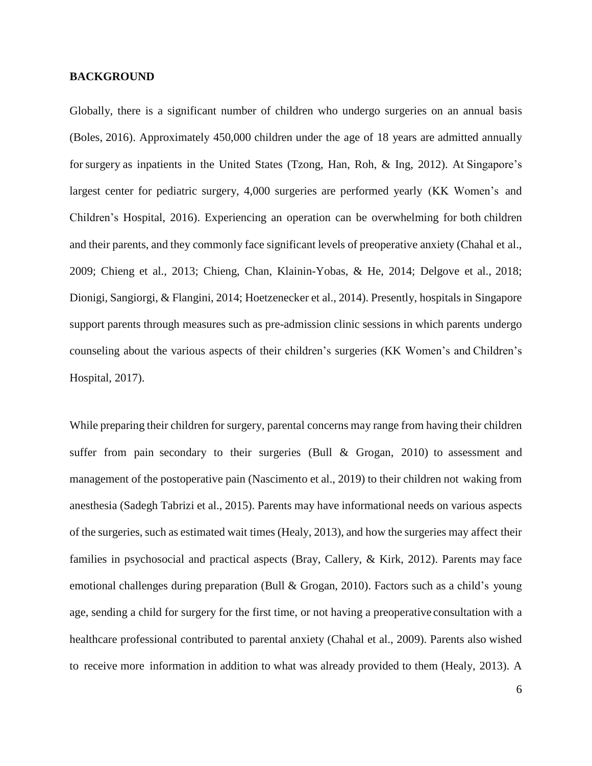## BACKGROUND

Globally, there is a significant number of children who undergo surgeries on an annual basis (Boles, 2016). Approximately 450,000 children under the age of 18 years are admitted annually for surgery as inpatients in the United States (Tzong, Han, Roh, & Ing, 2012). At Singapore's largest center for pediatric surgery, 4,000 surgeries are performed yearly (KK Women's and Children's Hospital, 2016). Experiencing an operation can be overwhelming for both children and their parents, and they commonly face significant levels of preoperative anxiety (Chahal et al., 2009; Chieng et al., 2013; Chieng, Chan, Klainin-Yobas, & He, 2014; Delgove et al., 2018; Dionigi, Sangiorgi, & Flangini, 2014; Hoetzenecker et al., 2014). Presently, hospitals in Singapore support parents through measures such as pre-admission clinic sessions in which parents undergo counseling about the various aspects of their children's surgeries (KK Women's and Children's Hospital, 2017).

While preparing their children for surgery, parental concerns may range from having their children suffer from pain secondary to their surgeries (Bull & Grogan, 2010) to assessment and management of the postoperative pain (Nascimento et al., 2019) to their children not waking from anesthesia (Sadegh Tabrizi et al., 2015). Parents may have informational needs on various aspects of the surgeries, such as estimated wait times (Healy, 2013), and how the surgeries may affect their families in psychosocial and practical aspects (Bray, Callery, & Kirk, 2012). Parents may face emotional challenges during preparation (Bull & Grogan, 2010). Factors such as a child's young age, sending a child for surgery for the first time, or not having a preoperative consultation with a healthcare professional contributed to parental anxiety (Chahal et al., 2009). Parents also wished to receive more information in addition to what was already provided to them (Healy, 2013). A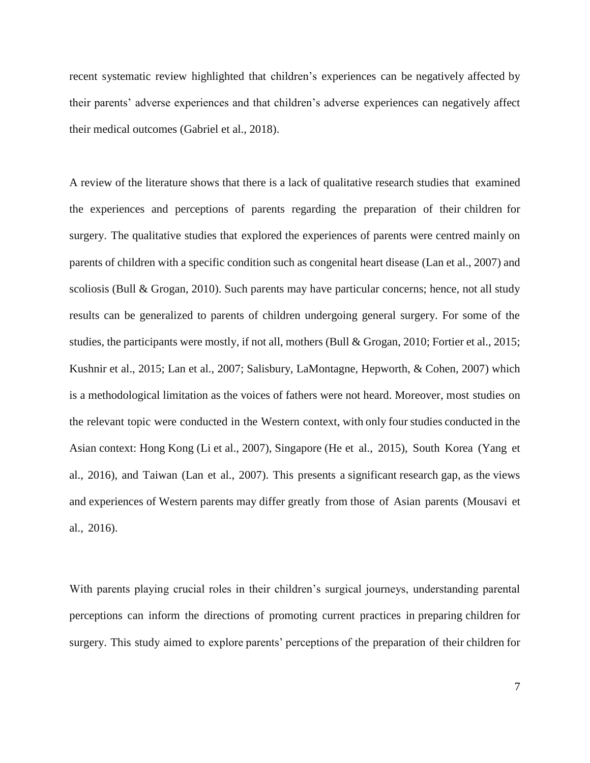recent systematic review highlighted that children's experiences can be negatively affected by their parents' adverse experiences and that children's adverse experiences can negatively affect their medical outcomes (Gabriel et al., 2018).

A review of the literature shows that there is a lack of qualitative research studies that examined the experiences and perceptions of parents regarding the preparation of their children for surgery. The qualitative studies that explored the experiences of parents were centred mainly on parents of children with a specific condition such as congenital heart disease (Lan et al., 2007) and scoliosis (Bull & Grogan, 2010). Such parents may have particular concerns; hence, not all study results can be generalized to parents of children undergoing general surgery. For some of the studies, the participants were mostly, if not all, mothers (Bull & Grogan, 2010; Fortier et al., 2015; Kushnir et al., 2015; Lan et al., 2007; Salisbury, LaMontagne, Hepworth, & Cohen, 2007) which is a methodological limitation as the voices of fathers were not heard. Moreover, most studies on the relevant topic were conducted in the Western context, with only four studies conducted in the Asian context: Hong Kong (Li et al., 2007), Singapore (He et al., 2015), South Korea (Yang et al., 2016), and Taiwan (Lan et al., 2007). This presents a significant research gap, as the views and experiences of Western parents may differ greatly from those of Asian parents (Mousavi et al., 2016).

With parents playing crucial roles in their children's surgical journeys, understanding parental perceptions can inform the directions of promoting current practices in preparing children for surgery. This study aimed to explore parents' perceptions of the preparation of their children for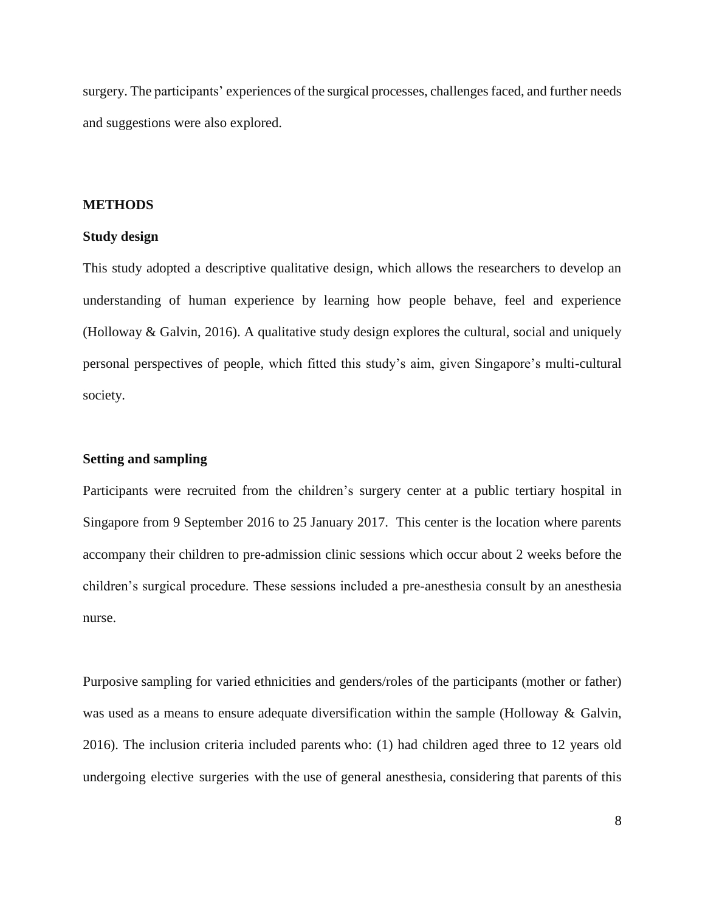surgery. The participants' experiences of the surgical processes, challenges faced, and further needs and suggestions were also explored.

## METHODS

### Study design

This study adopted a descriptive qualitative design, which allows the researchers to develop an understanding of human experience by learning how people behave, feel and experience (Holloway & Galvin, 2016). A qualitative study design explores the cultural, social and uniquely personal perspectives of people, which fitted this study's aim, given Singapore's multi-cultural society.

### Setting and sampling

Participants were recruited from the children's surgery center at a public tertiary hospital in Singapore from 9 September 2016 to 25 January 2017. This center is the location where parents accompany their children to pre-admission clinic sessions which occur about 2 weeks before the children's surgical procedure. These sessions included a pre-anesthesia consult by an anesthesia nurse.

Purposive sampling for varied ethnicities and genders/roles of the participants (mother or father) was used as a means to ensure adequate diversification within the sample (Holloway & Galvin, 2016). The inclusion criteria included parents who: (1) had children aged three to 12 years old undergoing elective surgeries with the use of general anesthesia, considering that parents of this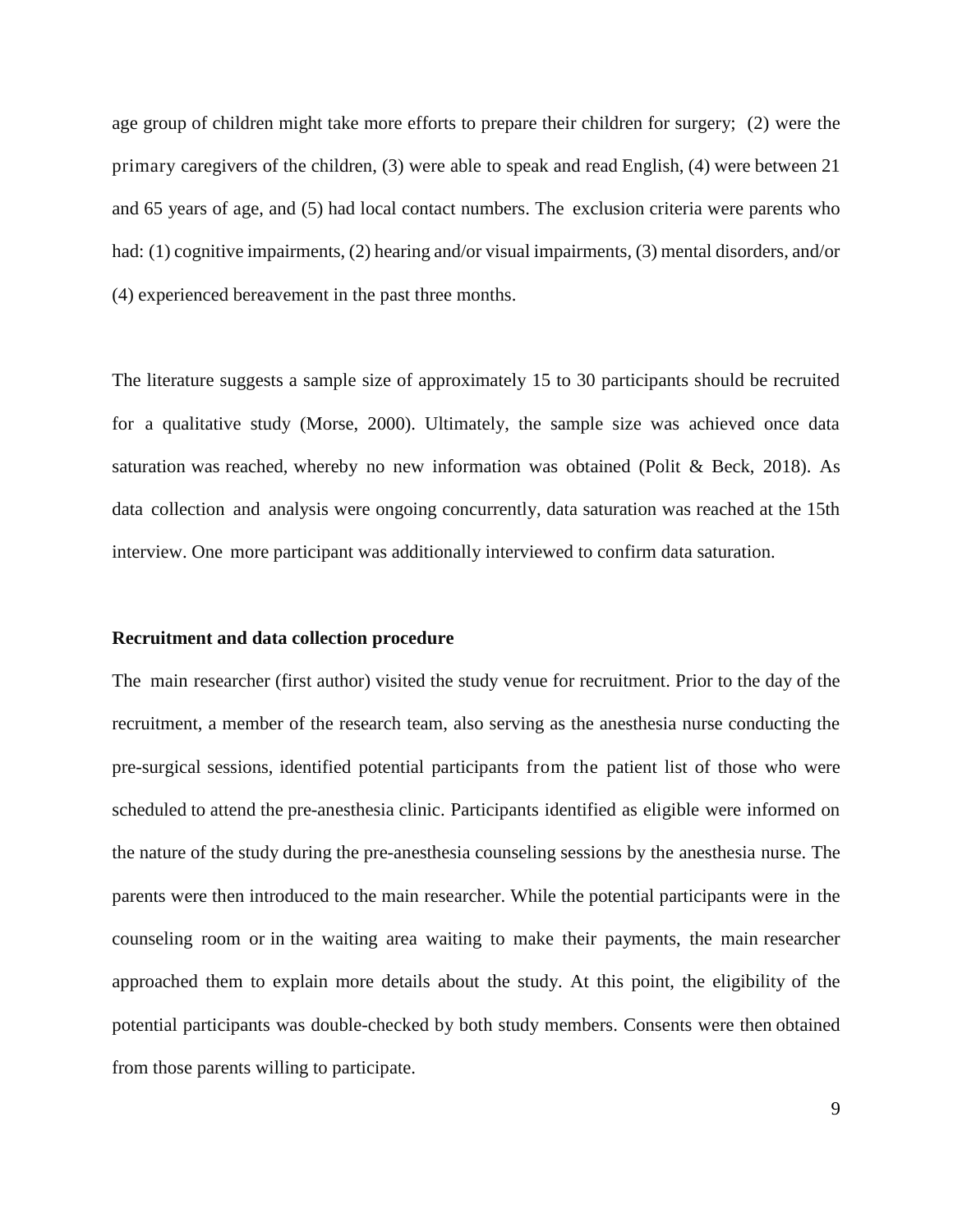age group of children might take more efforts to prepare their children for surgery; (2) were the primary caregivers of the children, (3) were able to speak and read English, (4) were between 21 and 65 years of age, and (5) had local contact numbers. The exclusion criteria were parents who had: (1) cognitive impairments, (2) hearing and/or visual impairments, (3) mental disorders, and/or (4) experienced bereavement in the past three months.

The literature suggests a sample size of approximately 15 to 30 participants should be recruited for a qualitative study (Morse, 2000). Ultimately, the sample size was achieved once data saturation was reached, whereby no new information was obtained (Polit & Beck, 2018). As data collection and analysis were ongoing concurrently, data saturation was reached at the 15th interview. One more participant was additionally interviewed to confirm data saturation.

**Recruitment and data collection procedure**

The main researcher (first author) visited the study venue for recruitment. Prior to the day of the recruitment, a member of the research team, also serving as the anesthesia nurse conducting the pre-surgical sessions, identified potential participants from the patient list of those who were scheduled to attend the pre-anesthesia clinic. Participants identified as eligible were informed on the nature of the study during the pre-anesthesia counseling sessions by the anesthesia nurse. The parents were then introduced to the main researcher. While the potential participants were in the counseling room or in the waiting area waiting to make their payments, the main researcher approached them to explain more details about the study. At this point, the eligibility of the potential participants was double-checked by both study members. Consents were then obtained from those parents willing to participate.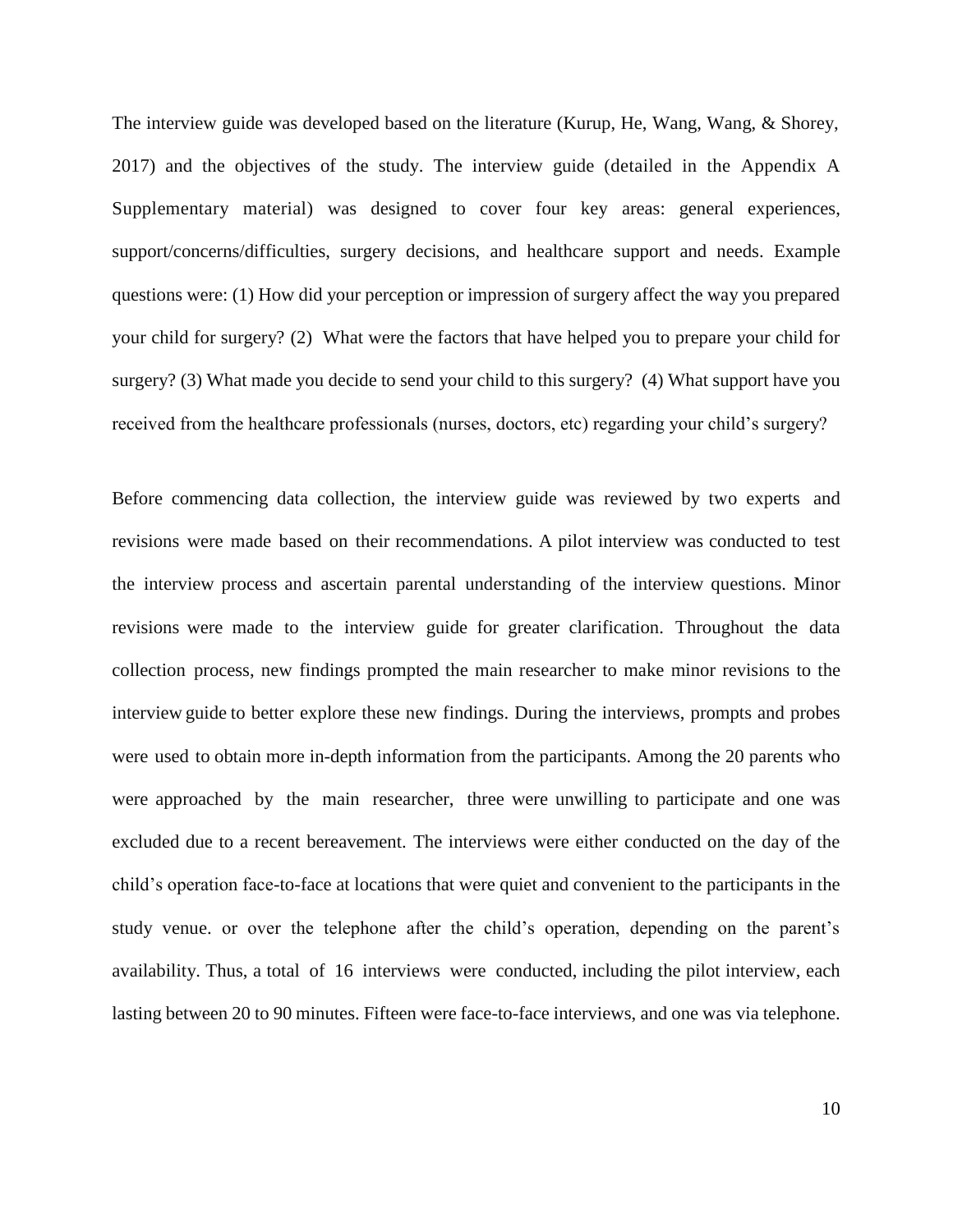The interview guide was developed based on the literature (Kurup, He, Wang, Wang, & Shorey, 2017) and the objectives of the study. The interview guide (detailed in the Appendix A Supplementary material) was designed to cover four key areas: general experiences, support/concerns/difficulties, surgery decisions, and healthcare support and needs. Example questions were: (1) How did your perception or impression of surgery affect the way you prepared your child for surgery? (2) What were the factors that have helped you to prepare your child for surgery? (3) What made you decide to send your child to this surgery? (4) What support have you received from the healthcare professionals (nurses, doctors, etc) regarding your child's surgery?

Before commencing data collection, the interview guide was reviewed by two experts and revisions were made based on their recommendations. A pilot interview was conducted to test the interview process and ascertain parental understanding of the interview questions. Minor revisions were made to the interview guide for greater clarification. Throughout the data collection process, new findings prompted the main researcher to make minor revisions to the interview guide to better explore these new findings. During the interviews, prompts and probes were used to obtain more in-depth information from the participants. Among the 20 parents who were approached by the main researcher, three were unwilling to participate and one was excluded due to a recent bereavement. The interviews were either conducted on the day of the child's operation face-to-face at locations that were quiet and convenient to the participants in the study venue. or over the telephone after the child's operation, depending on the parent's availability. Thus, a total of 16 interviews were conducted, including the pilot interview, each lasting between 20 to 90 minutes. Fifteen were face-to-face interviews, and one was via telephone.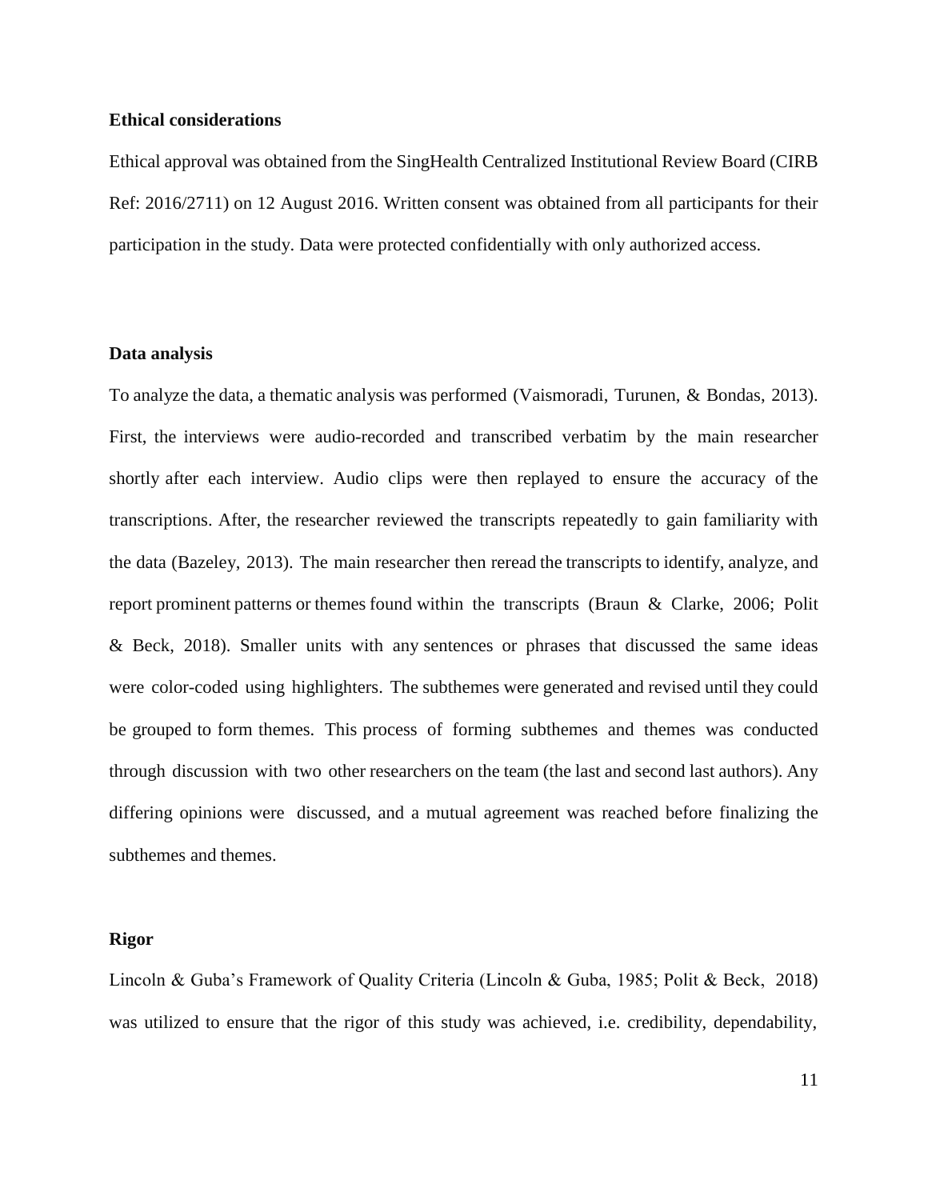**Ethical considerations**

Ethical approval was obtained from the SingHealth Centralized Institutional Review Board (CIRB Ref: 2016/2711) on 12 August 2016. Written consent was obtained from all participants for their participation in the study. Data were protected confidentially with only authorized access.

**Data analysis**

To analyze the data, a thematic analysis was performed (Vaismoradi, Turunen, & Bondas, 2013). First, the interviews were audio-recorded and transcribed verbatim by the main researcher shortly after each interview. Audio clips were then replayed to ensure the accuracy of the transcriptions. After, the researcher reviewed the transcripts repeatedly to gain familiarity with the data (Bazeley, 2013). The main researcher then reread the transcripts to identify, analyze, and report prominent patterns or themes found within the transcripts (Braun & Clarke, 2006; Polit & Beck, 2018). Smaller units with any sentences or phrases that discussed the same ideas were color-coded using highlighters. The subthemes were generated and revised until they could be grouped to form themes. This process of forming subthemes and themes was conducted through discussion with two other researchers on the team (the last and second last authors). Any differing opinions were discussed, and a mutual agreement was reached before finalizing the subthemes and themes.

**Rigor**

Lincoln & Guba's Framework of Quality Criteria (Lincoln & Guba, 1985; Polit & Beck, 2018) was utilized to ensure that the rigor of this study was achieved, i.e. credibility, dependability,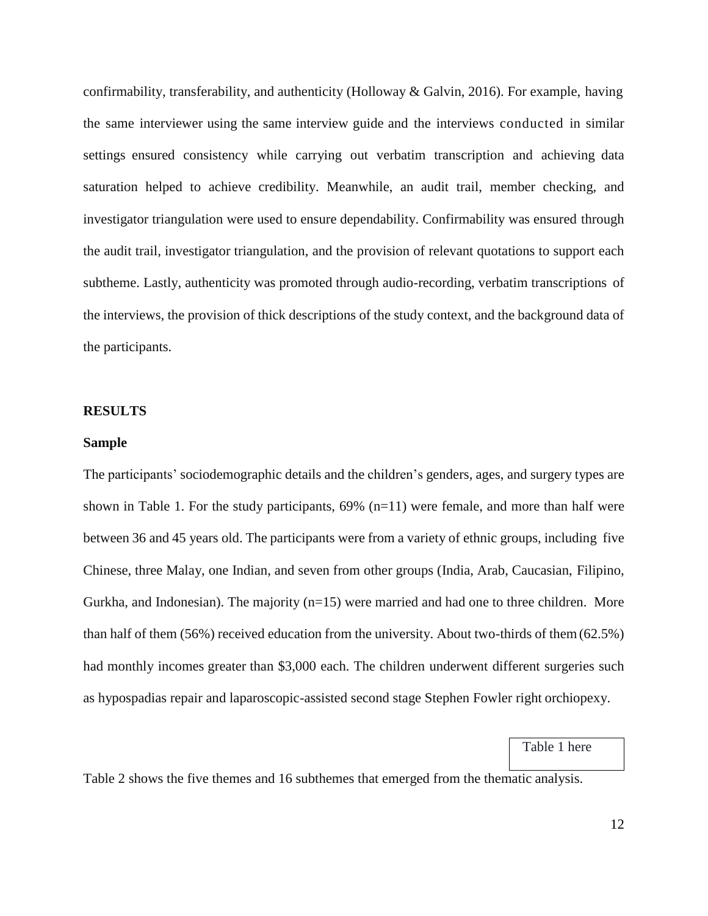confirmability, transferability, and authenticity (Holloway & Galvin, 2016). For example, having the same interviewer using the same interview guide and the interviews conducted in similar settings ensured consistency while carrying out verbatim transcription and achieving data saturation helped to achieve credibility. Meanwhile, an audit trail, member checking, and investigator triangulation were used to ensure dependability. Confirmability was ensured through the audit trail, investigator triangulation, and the provision of relevant quotations to support each subtheme. Lastly, authenticity was promoted through audio-recording, verbatim transcriptions of the interviews, the provision of thick descriptions of the study context, and the background data of the participants.

## RESULTS

### Sample

The participants' sociodemographic details and the children's genders, ages, and surgery types are shown in Table 1. For the study participants, 69% (n=11) were female, and more than half were between 36 and 45 years old. The participants were from a variety of ethnic groups, including five Chinese, three Malay, one Indian, and seven from other groups (India, Arab, Caucasian, Filipino, Gurkha, and Indonesian). The majority (n=15) were married and had one to three children. More than half of them (56%) received education from the university. About two-thirds of them (62.5%) had monthly incomes greater than $3,000 each. The children underwent different surgeries such as hypospadias repair and laparoscopic-assisted second stage Stephen Fowler right orchiopexy.

Table 1 here

Table 2 shows the five themes and 16 subthemes that emerged from the thematic analysis.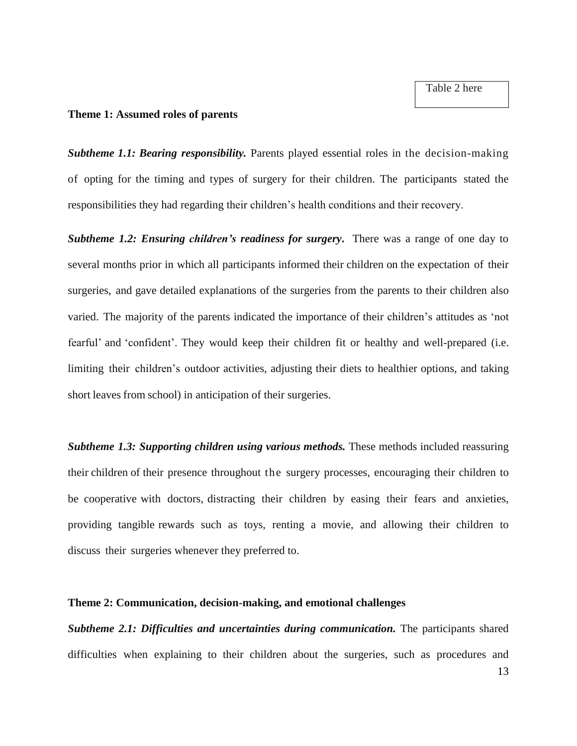Table 2 here

**Theme 1: Assumed roles of parents**

***Subtheme 1.1: Bearing responsibility.*** Parents played essential roles in the decision-making of opting for the timing and types of surgery for their children. The participants stated the responsibilities they had regarding their children's health conditions and their recovery.

***Subtheme 1.2: Ensuring children's readiness for surgery.*** There was a range of one day to several months prior in which all participants informed their children on the expectation of their surgeries, and gave detailed explanations of the surgeries from the parents to their children also varied. The majority of the parents indicated the importance of their children's attitudes as 'not fearful' and 'confident'. They would keep their children fit or healthy and well-prepared (i.e. limiting their children's outdoor activities, adjusting their diets to healthier options, and taking short leaves from school) in anticipation of their surgeries.

***Subtheme 1.3: Supporting children using various methods.*** These methods included reassuring their children of their presence throughout the surgery processes, encouraging their children to be cooperative with doctors, distracting their children by easing their fears and anxieties, providing tangible rewards such as toys, renting a movie, and allowing their children to discuss their surgeries whenever they preferred to.

**Theme 2: Communication, decision-making, and emotional challenges**

***Subtheme 2.1: Difficulties and uncertainties during communication.*** The participants shared difficulties when explaining to their children about the surgeries, such as procedures and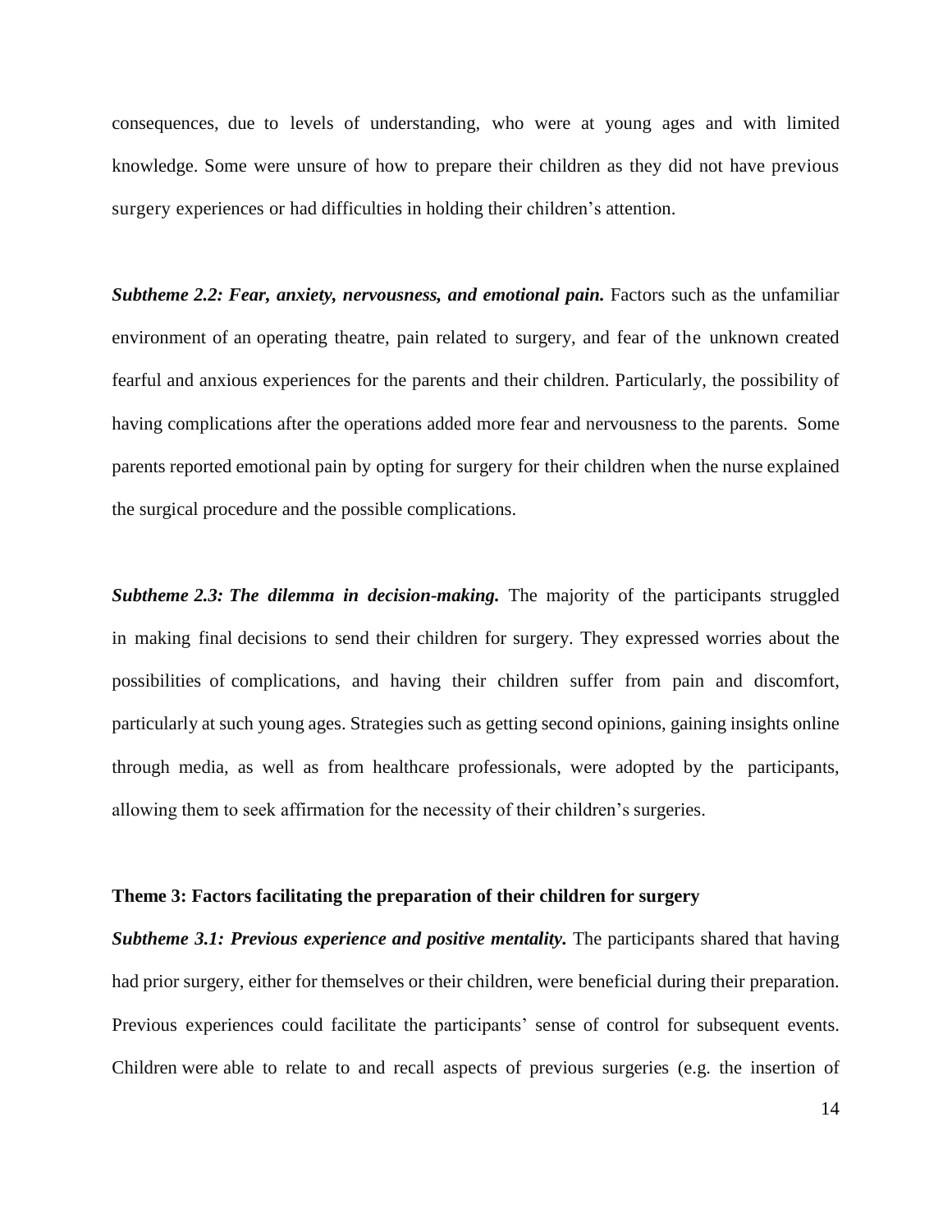consequences, due to levels of understanding, who were at young ages and with limited knowledge. Some were unsure of how to prepare their children as they did not have previous surgery experiences or had difficulties in holding their children's attention.

***Subtheme 2.2: Fear, anxiety, nervousness, and emotional pain.*** Factors such as the unfamiliar environment of an operating theatre, pain related to surgery, and fear of the unknown created fearful and anxious experiences for the parents and their children. Particularly, the possibility of having complications after the operations added more fear and nervousness to the parents. Some parents reported emotional pain by opting for surgery for their children when the nurse explained the surgical procedure and the possible complications.

***Subtheme 2.3: The dilemma in decision-making.*** The majority of the participants struggled in making final decisions to send their children for surgery. They expressed worries about the possibilities of complications, and having their children suffer from pain and discomfort, particularly at such young ages. Strategies such as getting second opinions, gaining insights online through media, as well as from healthcare professionals, were adopted by the participants, allowing them to seek affirmation for the necessity of their children's surgeries.

**Theme 3: Factors facilitating the preparation of their children for surgery**

***Subtheme 3.1: Previous experience and positive mentality.*** The participants shared that having had prior surgery, either for themselves or their children, were beneficial during their preparation. Previous experiences could facilitate the participants' sense of control for subsequent events. Children were able to relate to and recall aspects of previous surgeries (e.g. the insertion of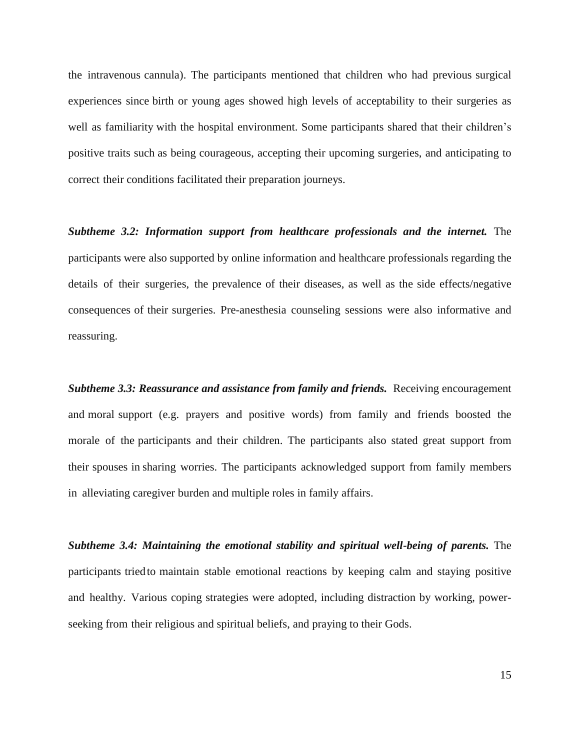the intravenous cannula). The participants mentioned that children who had previous surgical experiences since birth or young ages showed high levels of acceptability to their surgeries as well as familiarity with the hospital environment. Some participants shared that their children's positive traits such as being courageous, accepting their upcoming surgeries, and anticipating to correct their conditions facilitated their preparation journeys.

***Subtheme 3.2: Information support from healthcare professionals and the internet.*** The participants were also supported by online information and healthcare professionals regarding the details of their surgeries, the prevalence of their diseases, as well as the side effects/negative consequences of their surgeries. Pre-anesthesia counseling sessions were also informative and reassuring.

***Subtheme 3.3: Reassurance and assistance from family and friends.*** Receiving encouragement and moral support (e.g. prayers and positive words) from family and friends boosted the morale of the participants and their children. The participants also stated great support from their spouses in sharing worries. The participants acknowledged support from family members in alleviating caregiver burden and multiple roles in family affairs.

***Subtheme 3.4: Maintaining the emotional stability and spiritual well-being of parents.*** The participants tried to maintain stable emotional reactions by keeping calm and staying positive and healthy. Various coping strategies were adopted, including distraction by working, power-seeking from their religious and spiritual beliefs, and praying to their Gods.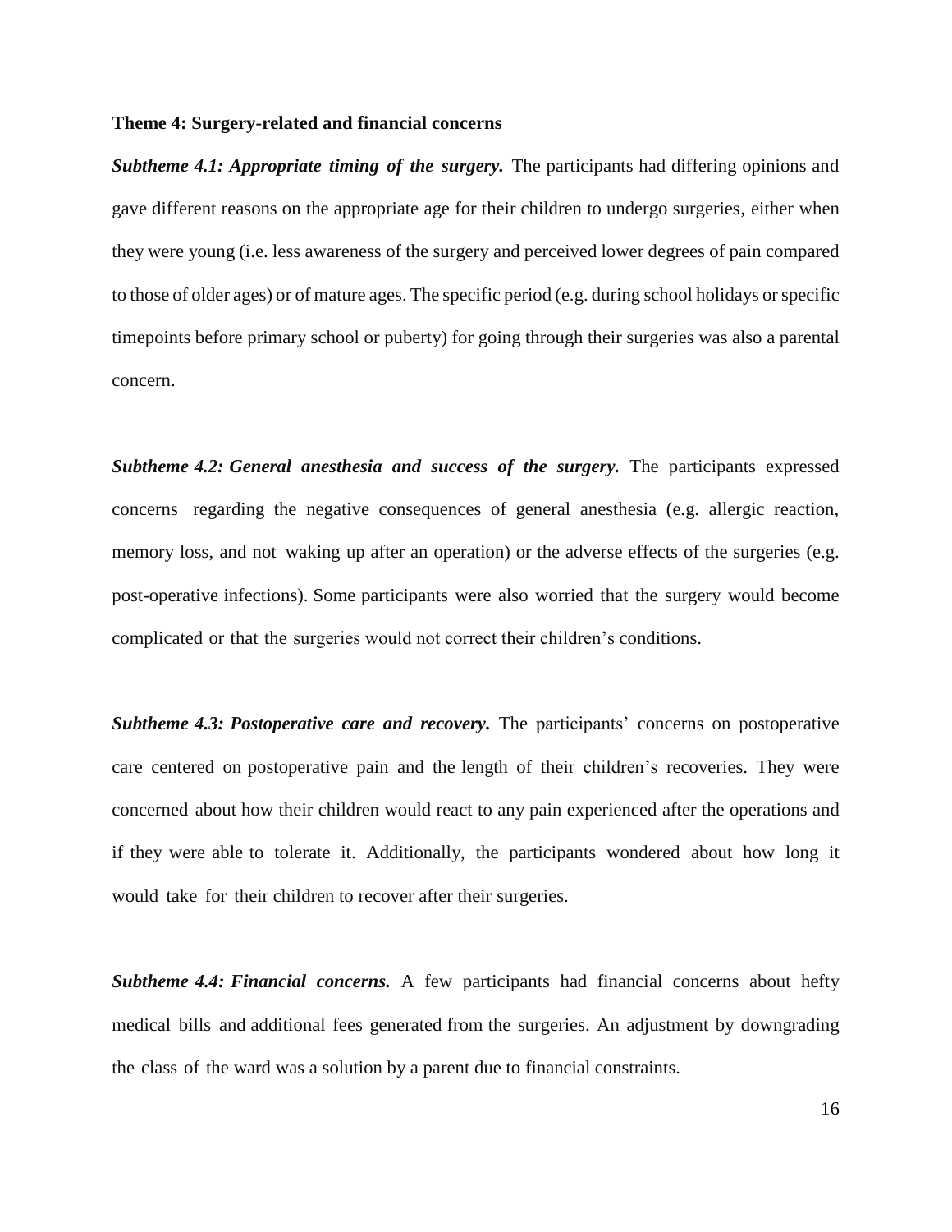**Theme 4: Surgery-related and financial concerns**

***Subtheme 4.1: Appropriate timing of the surgery.*** The participants had differing opinions and gave different reasons on the appropriate age for their children to undergo surgeries, either when they were young (i.e. less awareness of the surgery and perceived lower degrees of pain compared to those of older ages) or of mature ages. The specific period (e.g. during school holidays or specific timepoints before primary school or puberty) for going through their surgeries was also a parental concern.

***Subtheme 4.2: General anesthesia and success of the surgery.*** The participants expressed concerns regarding the negative consequences of general anesthesia (e.g. allergic reaction, memory loss, and not waking up after an operation) or the adverse effects of the surgeries (e.g. post-operative infections). Some participants were also worried that the surgery would become complicated or that the surgeries would not correct their children's conditions.

***Subtheme 4.3: Postoperative care and recovery.*** The participants' concerns on postoperative care centered on postoperative pain and the length of their children's recoveries. They were concerned about how their children would react to any pain experienced after the operations and if they were able to tolerate it. Additionally, the participants wondered about how long it would take for their children to recover after their surgeries.

***Subtheme 4.4: Financial concerns.*** A few participants had financial concerns about hefty medical bills and additional fees generated from the surgeries. An adjustment by downgrading the class of the ward was a solution by a parent due to financial constraints.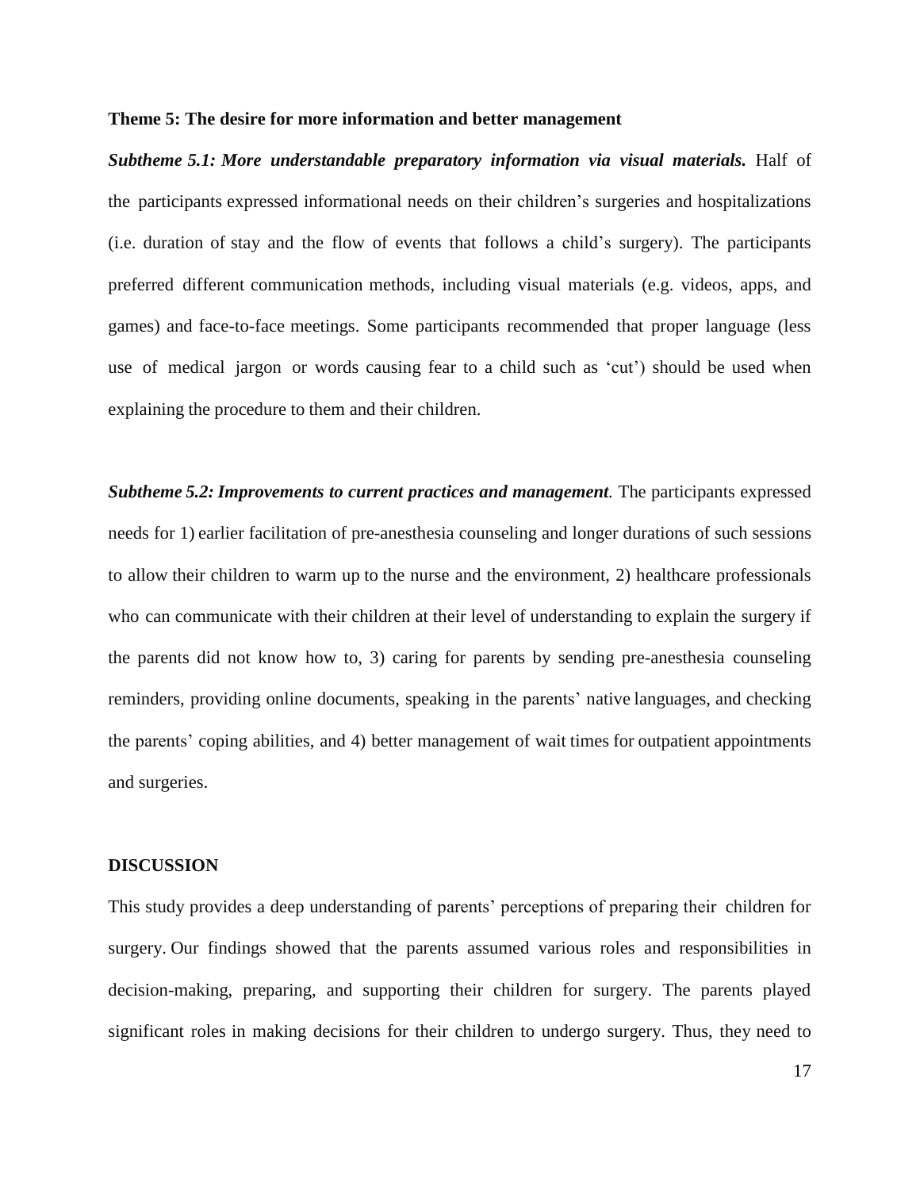**Theme 5: The desire for more information and better management**

***Subtheme 5.1: More understandable preparatory information via visual materials.*** Half of the participants expressed informational needs on their children's surgeries and hospitalizations (i.e. duration of stay and the flow of events that follows a child's surgery). The participants preferred different communication methods, including visual materials (e.g. videos, apps, and games) and face-to-face meetings. Some participants recommended that proper language (less use of medical jargon or words causing fear to a child such as 'cut') should be used when explaining the procedure to them and their children.

***Subtheme 5.2: Improvements to current practices and management*.** The participants expressed needs for 1) earlier facilitation of pre-anesthesia counseling and longer durations of such sessions to allow their children to warm up to the nurse and the environment, 2) healthcare professionals who can communicate with their children at their level of understanding to explain the surgery if the parents did not know how to, 3) caring for parents by sending pre-anesthesia counseling reminders, providing online documents, speaking in the parents' native languages, and checking the parents' coping abilities, and 4) better management of wait times for outpatient appointments and surgeries.

## DISCUSSION

This study provides a deep understanding of parents' perceptions of preparing their children for surgery. Our findings showed that the parents assumed various roles and responsibilities in decision-making, preparing, and supporting their children for surgery. The parents played significant roles in making decisions for their children to undergo surgery. Thus, they need to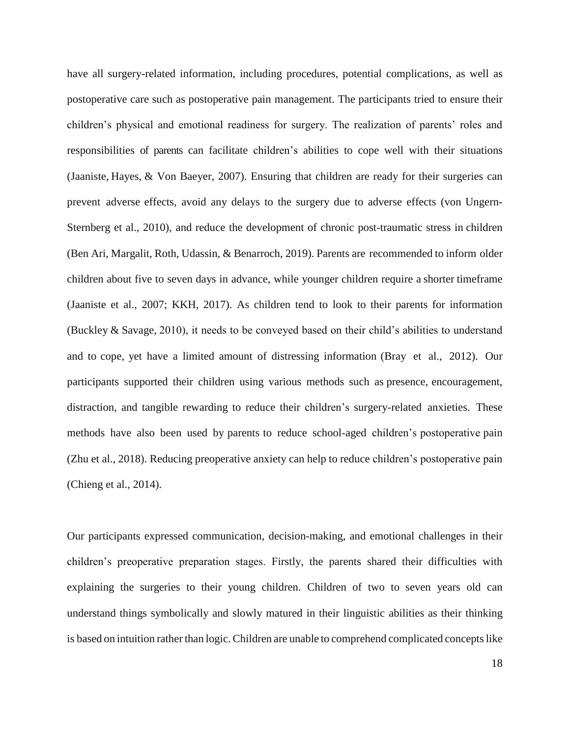have all surgery-related information, including procedures, potential complications, as well as postoperative care such as postoperative pain management. The participants tried to ensure their children's physical and emotional readiness for surgery. The realization of parents' roles and responsibilities of parents can facilitate children's abilities to cope well with their situations (Jaaniste, Hayes, & Von Baeyer, 2007). Ensuring that children are ready for their surgeries can prevent adverse effects, avoid any delays to the surgery due to adverse effects (von Ungern-Sternberg et al., 2010), and reduce the development of chronic post-traumatic stress in children (Ben Ari, Margalit, Roth, Udassin, & Benarroch, 2019). Parents are recommended to inform older children about five to seven days in advance, while younger children require a shorter timeframe (Jaaniste et al., 2007; KKH, 2017). As children tend to look to their parents for information (Buckley & Savage, 2010), it needs to be conveyed based on their child's abilities to understand and to cope, yet have a limited amount of distressing information (Bray et al., 2012). Our participants supported their children using various methods such as presence, encouragement, distraction, and tangible rewarding to reduce their children's surgery-related anxieties. These methods have also been used by parents to reduce school-aged children's postoperative pain (Zhu et al., 2018). Reducing preoperative anxiety can help to reduce children's postoperative pain (Chieng et al., 2014).

Our participants expressed communication, decision-making, and emotional challenges in their children's preoperative preparation stages. Firstly, the parents shared their difficulties with explaining the surgeries to their young children. Children of two to seven years old can understand things symbolically and slowly matured in their linguistic abilities as their thinking is based on intuition rather than logic. Children are unable to comprehend complicated concepts like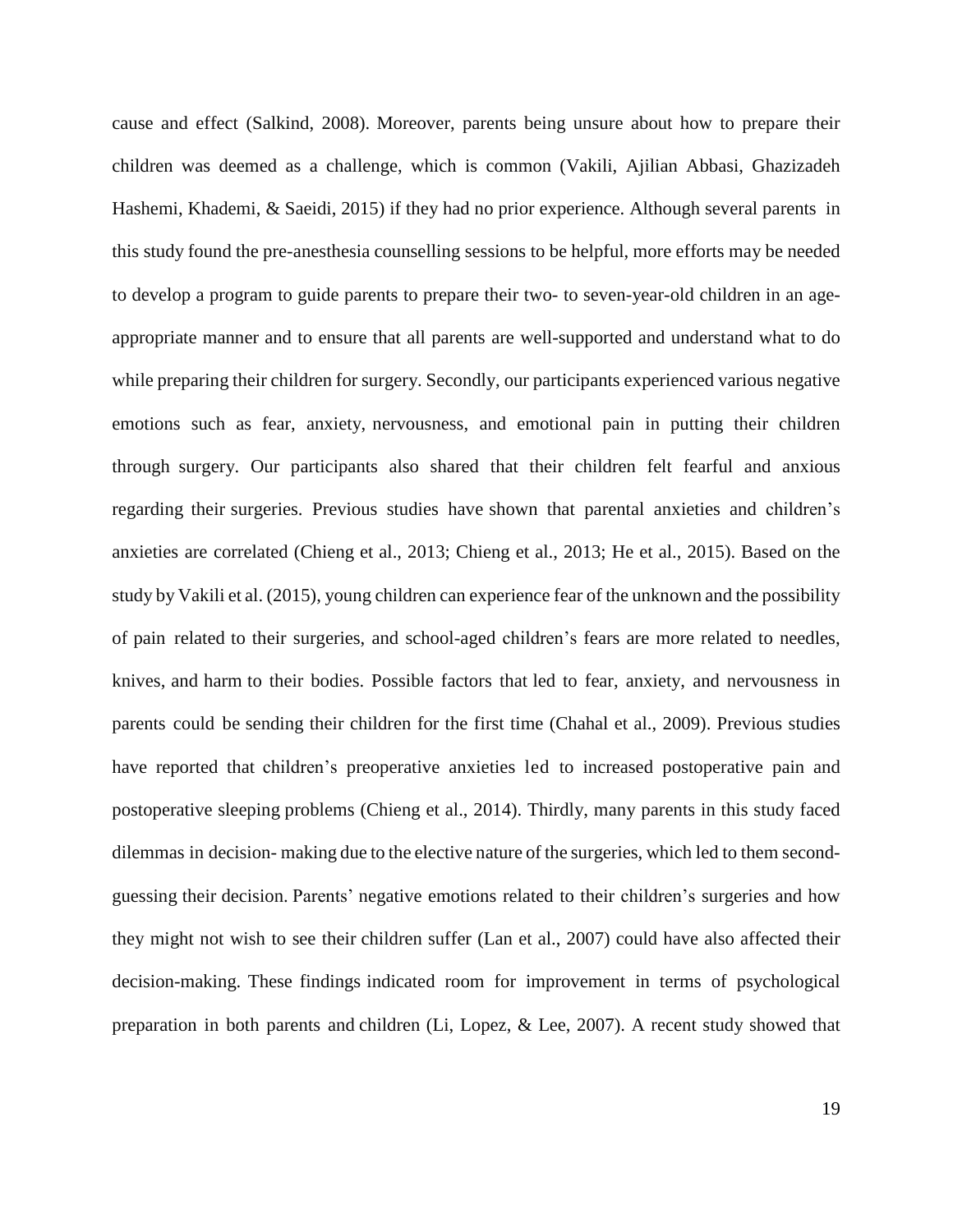cause and effect (Salkind, 2008). Moreover, parents being unsure about how to prepare their children was deemed as a challenge, which is common (Vakili, Ajilian Abbasi, Ghazizadeh Hashemi, Khademi, & Saeidi, 2015) if they had no prior experience. Although several parents in this study found the pre-anesthesia counselling sessions to be helpful, more efforts may be needed to develop a program to guide parents to prepare their two- to seven-year-old children in an age-appropriate manner and to ensure that all parents are well-supported and understand what to do while preparing their children for surgery. Secondly, our participants experienced various negative emotions such as fear, anxiety, nervousness, and emotional pain in putting their children through surgery. Our participants also shared that their children felt fearful and anxious regarding their surgeries. Previous studies have shown that parental anxieties and children's anxieties are correlated (Chieng et al., 2013; Chieng et al., 2013; He et al., 2015). Based on the study by Vakili et al. (2015), young children can experience fear of the unknown and the possibility of pain related to their surgeries, and school-aged children's fears are more related to needles, knives, and harm to their bodies. Possible factors that led to fear, anxiety, and nervousness in parents could be sending their children for the first time (Chahal et al., 2009). Previous studies have reported that children's preoperative anxieties led to increased postoperative pain and postoperative sleeping problems (Chieng et al., 2014). Thirdly, many parents in this study faced dilemmas in decision- making due to the elective nature of the surgeries, which led to them second-guessing their decision. Parents' negative emotions related to their children's surgeries and how they might not wish to see their children suffer (Lan et al., 2007) could have also affected their decision-making. These findings indicated room for improvement in terms of psychological preparation in both parents and children (Li, Lopez, & Lee, 2007). A recent study showed that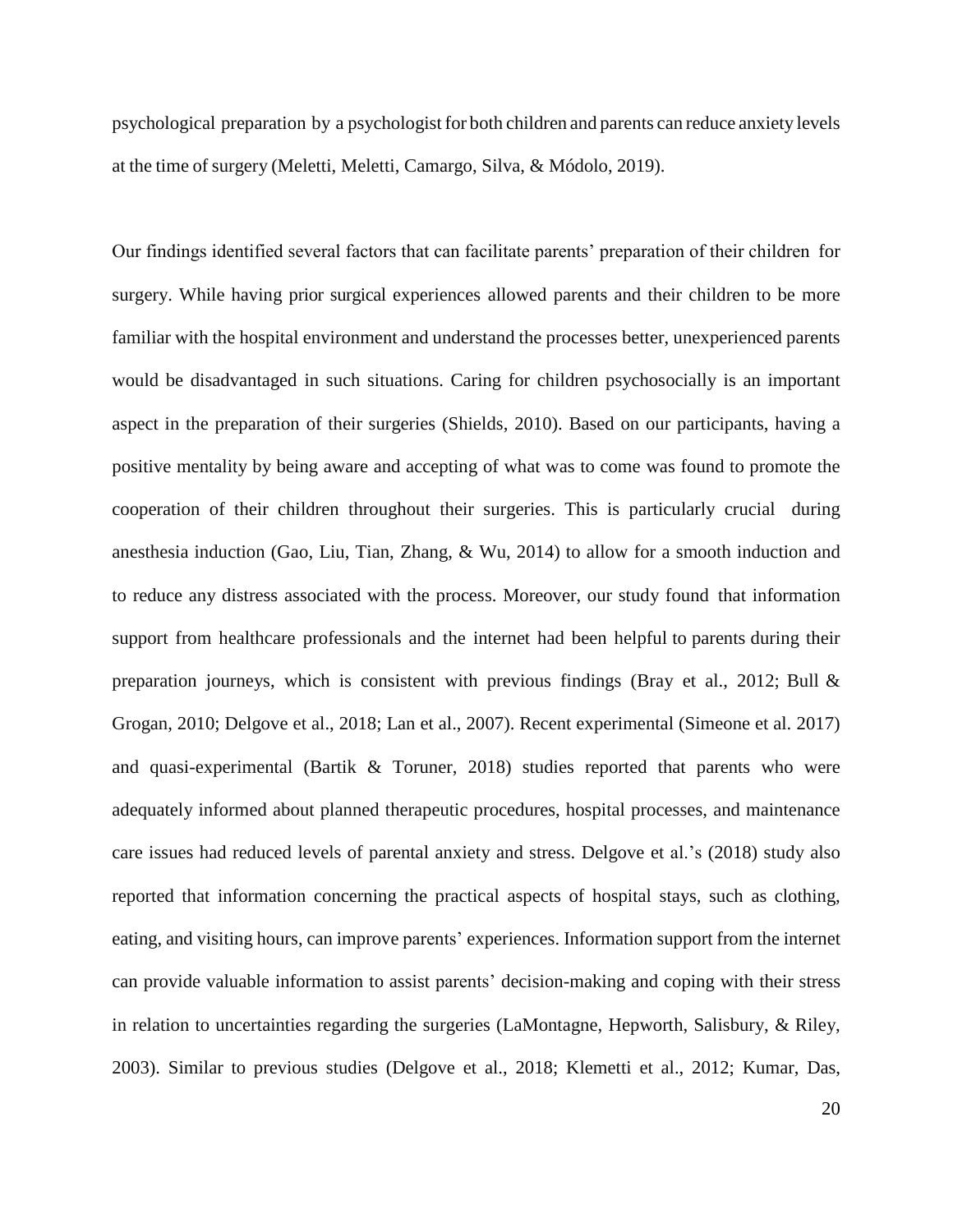psychological preparation by a psychologist for both children and parents can reduce anxiety levels at the time of surgery (Meletti, Meletti, Camargo, Silva, & Módolo, 2019).

Our findings identified several factors that can facilitate parents' preparation of their children for surgery. While having prior surgical experiences allowed parents and their children to be more familiar with the hospital environment and understand the processes better, unexperienced parents would be disadvantaged in such situations. Caring for children psychosocially is an important aspect in the preparation of their surgeries (Shields, 2010). Based on our participants, having a positive mentality by being aware and accepting of what was to come was found to promote the cooperation of their children throughout their surgeries. This is particularly crucial during anesthesia induction (Gao, Liu, Tian, Zhang, & Wu, 2014) to allow for a smooth induction and to reduce any distress associated with the process. Moreover, our study found that information support from healthcare professionals and the internet had been helpful to parents during their preparation journeys, which is consistent with previous findings (Bray et al., 2012; Bull & Grogan, 2010; Delgove et al., 2018; Lan et al., 2007). Recent experimental (Simeone et al. 2017) and quasi-experimental (Bartik & Toruner, 2018) studies reported that parents who were adequately informed about planned therapeutic procedures, hospital processes, and maintenance care issues had reduced levels of parental anxiety and stress. Delgove et al.'s (2018) study also reported that information concerning the practical aspects of hospital stays, such as clothing, eating, and visiting hours, can improve parents' experiences. Information support from the internet can provide valuable information to assist parents' decision-making and coping with their stress in relation to uncertainties regarding the surgeries (LaMontagne, Hepworth, Salisbury, & Riley, 2003). Similar to previous studies (Delgove et al., 2018; Klemetti et al., 2012; Kumar, Das,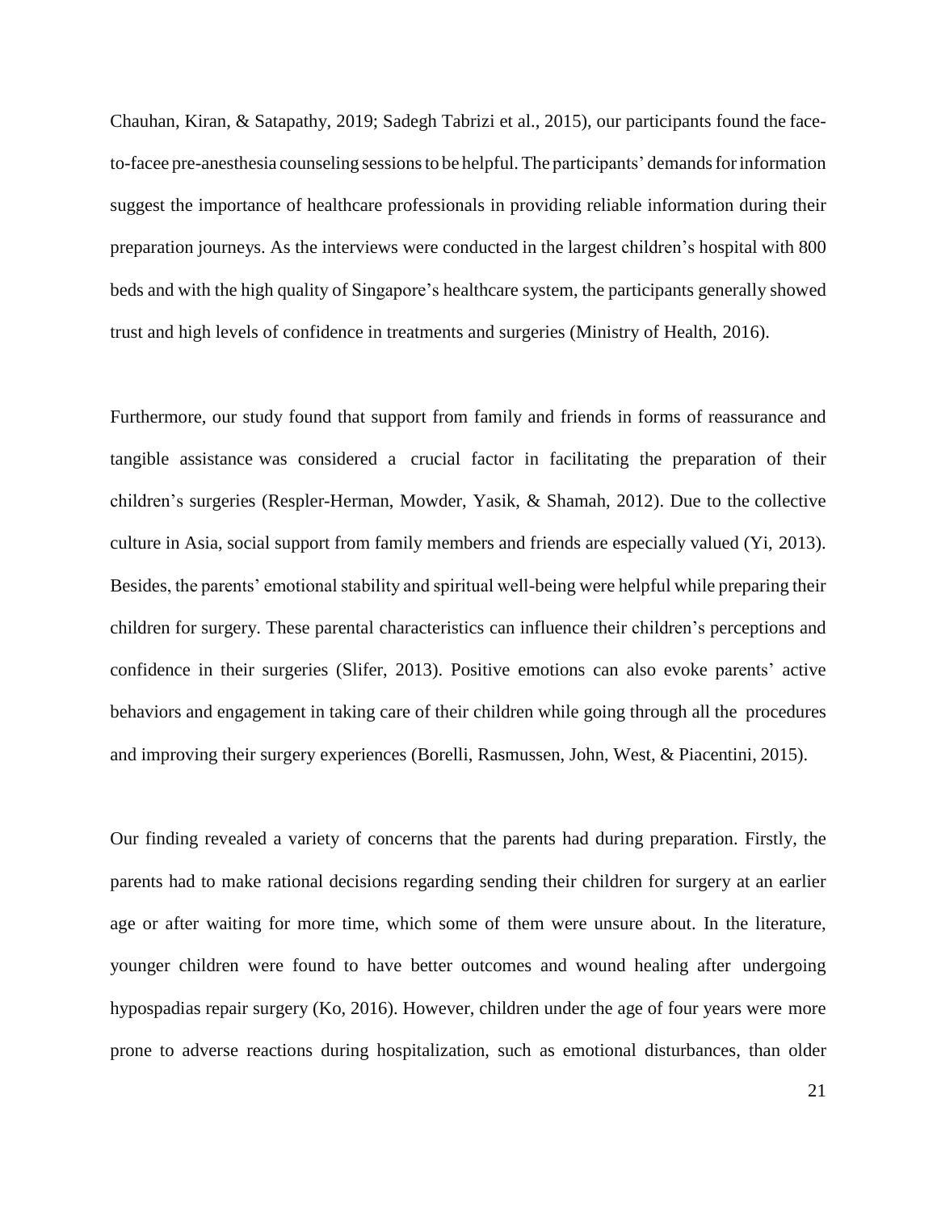Chauhan, Kiran, & Satapathy, 2019; Sadegh Tabrizi et al., 2015), our participants found the face-to-facee pre-anesthesia counseling sessions to be helpful. The participants' demands for information suggest the importance of healthcare professionals in providing reliable information during their preparation journeys. As the interviews were conducted in the largest children's hospital with 800 beds and with the high quality of Singapore's healthcare system, the participants generally showed trust and high levels of confidence in treatments and surgeries (Ministry of Health, 2016).

Furthermore, our study found that support from family and friends in forms of reassurance and tangible assistance was considered a crucial factor in facilitating the preparation of their children's surgeries (Respler-Herman, Mowder, Yasik, & Shamah, 2012). Due to the collective culture in Asia, social support from family members and friends are especially valued (Yi, 2013). Besides, the parents' emotional stability and spiritual well-being were helpful while preparing their children for surgery. These parental characteristics can influence their children's perceptions and confidence in their surgeries (Slifer, 2013). Positive emotions can also evoke parents' active behaviors and engagement in taking care of their children while going through all the procedures and improving their surgery experiences (Borelli, Rasmussen, John, West, & Piacentini, 2015).

Our finding revealed a variety of concerns that the parents had during preparation. Firstly, the parents had to make rational decisions regarding sending their children for surgery at an earlier age or after waiting for more time, which some of them were unsure about. In the literature, younger children were found to have better outcomes and wound healing after undergoing hypospadias repair surgery (Ko, 2016). However, children under the age of four years were more prone to adverse reactions during hospitalization, such as emotional disturbances, than older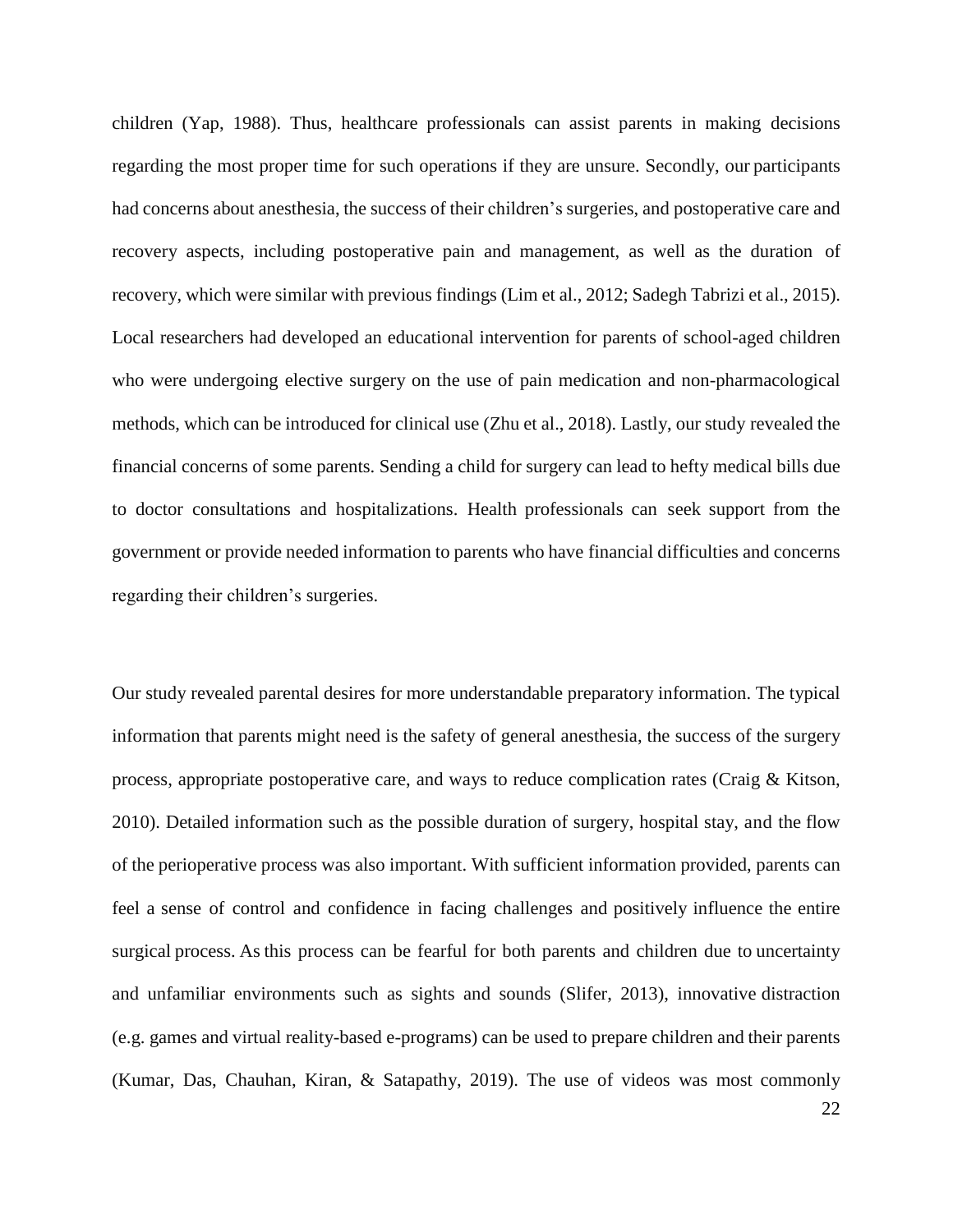children (Yap, 1988). Thus, healthcare professionals can assist parents in making decisions regarding the most proper time for such operations if they are unsure. Secondly, our participants had concerns about anesthesia, the success of their children's surgeries, and postoperative care and recovery aspects, including postoperative pain and management, as well as the duration of recovery, which were similar with previous findings (Lim et al., 2012; Sadegh Tabrizi et al., 2015). Local researchers had developed an educational intervention for parents of school-aged children who were undergoing elective surgery on the use of pain medication and non-pharmacological methods, which can be introduced for clinical use (Zhu et al., 2018). Lastly, our study revealed the financial concerns of some parents. Sending a child for surgery can lead to hefty medical bills due to doctor consultations and hospitalizations. Health professionals can seek support from the government or provide needed information to parents who have financial difficulties and concerns regarding their children's surgeries.

Our study revealed parental desires for more understandable preparatory information. The typical information that parents might need is the safety of general anesthesia, the success of the surgery process, appropriate postoperative care, and ways to reduce complication rates (Craig & Kitson, 2010). Detailed information such as the possible duration of surgery, hospital stay, and the flow of the perioperative process was also important. With sufficient information provided, parents can feel a sense of control and confidence in facing challenges and positively influence the entire surgical process. As this process can be fearful for both parents and children due to uncertainty and unfamiliar environments such as sights and sounds (Slifer, 2013), innovative distraction (e.g. games and virtual reality-based e-programs) can be used to prepare children and their parents (Kumar, Das, Chauhan, Kiran, & Satapathy, 2019). The use of videos was most commonly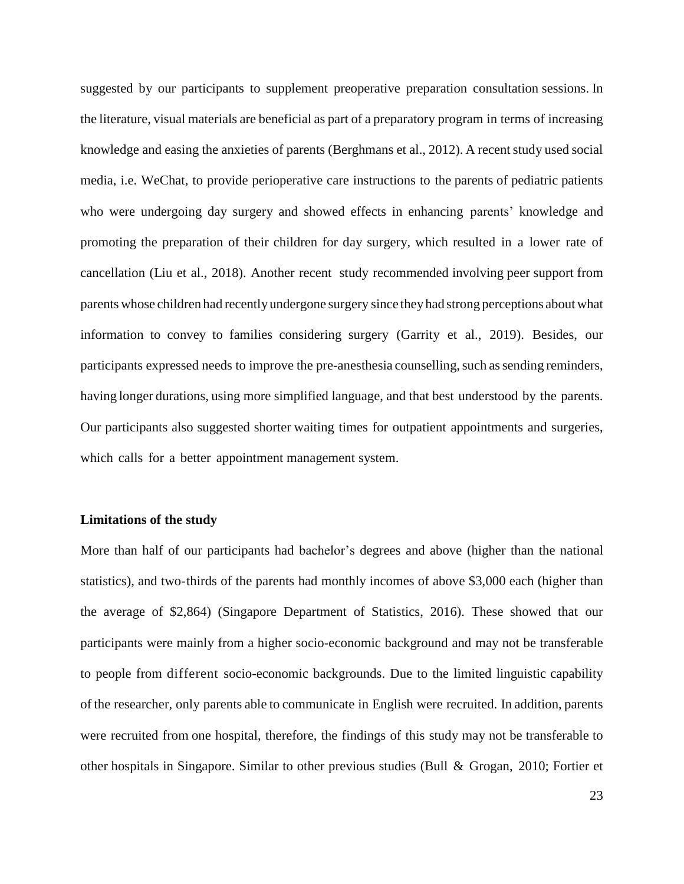suggested by our participants to supplement preoperative preparation consultation sessions. In the literature, visual materials are beneficial as part of a preparatory program in terms of increasing knowledge and easing the anxieties of parents (Berghmans et al., 2012). A recent study used social media, i.e. WeChat, to provide perioperative care instructions to the parents of pediatric patients who were undergoing day surgery and showed effects in enhancing parents' knowledge and promoting the preparation of their children for day surgery, which resulted in a lower rate of cancellation (Liu et al., 2018). Another recent study recommended involving peer support from parents whose children had recently undergone surgery since they had strong perceptions about what information to convey to families considering surgery (Garrity et al., 2019). Besides, our participants expressed needs to improve the pre-anesthesia counselling, such as sending reminders, having longer durations, using more simplified language, and that best understood by the parents. Our participants also suggested shorter waiting times for outpatient appointments and surgeries, which calls for a better appointment management system.

**Limitations of the study**

More than half of our participants had bachelor's degrees and above (higher than the national statistics), and two-thirds of the parents had monthly incomes of above $3,000 each (higher than the average of $2,864) (Singapore Department of Statistics, 2016). These showed that our participants were mainly from a higher socio-economic background and may not be transferable to people from different socio-economic backgrounds. Due to the limited linguistic capability of the researcher, only parents able to communicate in English were recruited. In addition, parents were recruited from one hospital, therefore, the findings of this study may not be transferable to other hospitals in Singapore. Similar to other previous studies (Bull & Grogan, 2010; Fortier et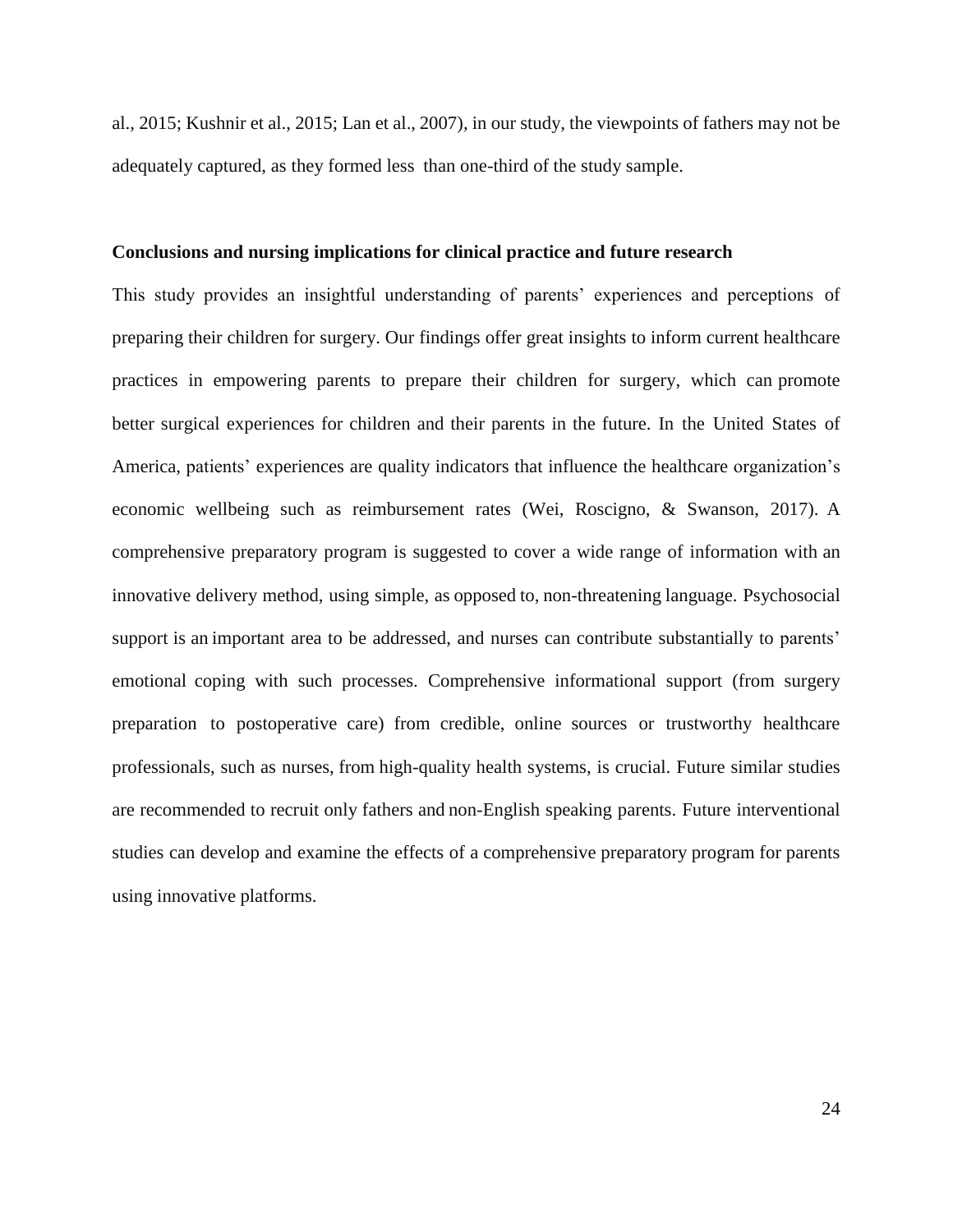al., 2015; Kushnir et al., 2015; Lan et al., 2007), in our study, the viewpoints of fathers may not be adequately captured, as they formed less than one-third of the study sample.

**Conclusions and nursing implications for clinical practice and future research**

This study provides an insightful understanding of parents' experiences and perceptions of preparing their children for surgery. Our findings offer great insights to inform current healthcare practices in empowering parents to prepare their children for surgery, which can promote better surgical experiences for children and their parents in the future. In the United States of America, patients' experiences are quality indicators that influence the healthcare organization's economic wellbeing such as reimbursement rates (Wei, Roscigno, & Swanson, 2017). A comprehensive preparatory program is suggested to cover a wide range of information with an innovative delivery method, using simple, as opposed to, non-threatening language. Psychosocial support is an important area to be addressed, and nurses can contribute substantially to parents' emotional coping with such processes. Comprehensive informational support (from surgery preparation to postoperative care) from credible, online sources or trustworthy healthcare professionals, such as nurses, from high-quality health systems, is crucial. Future similar studies are recommended to recruit only fathers and non-English speaking parents. Future interventional studies can develop and examine the effects of a comprehensive preparatory program for parents using innovative platforms.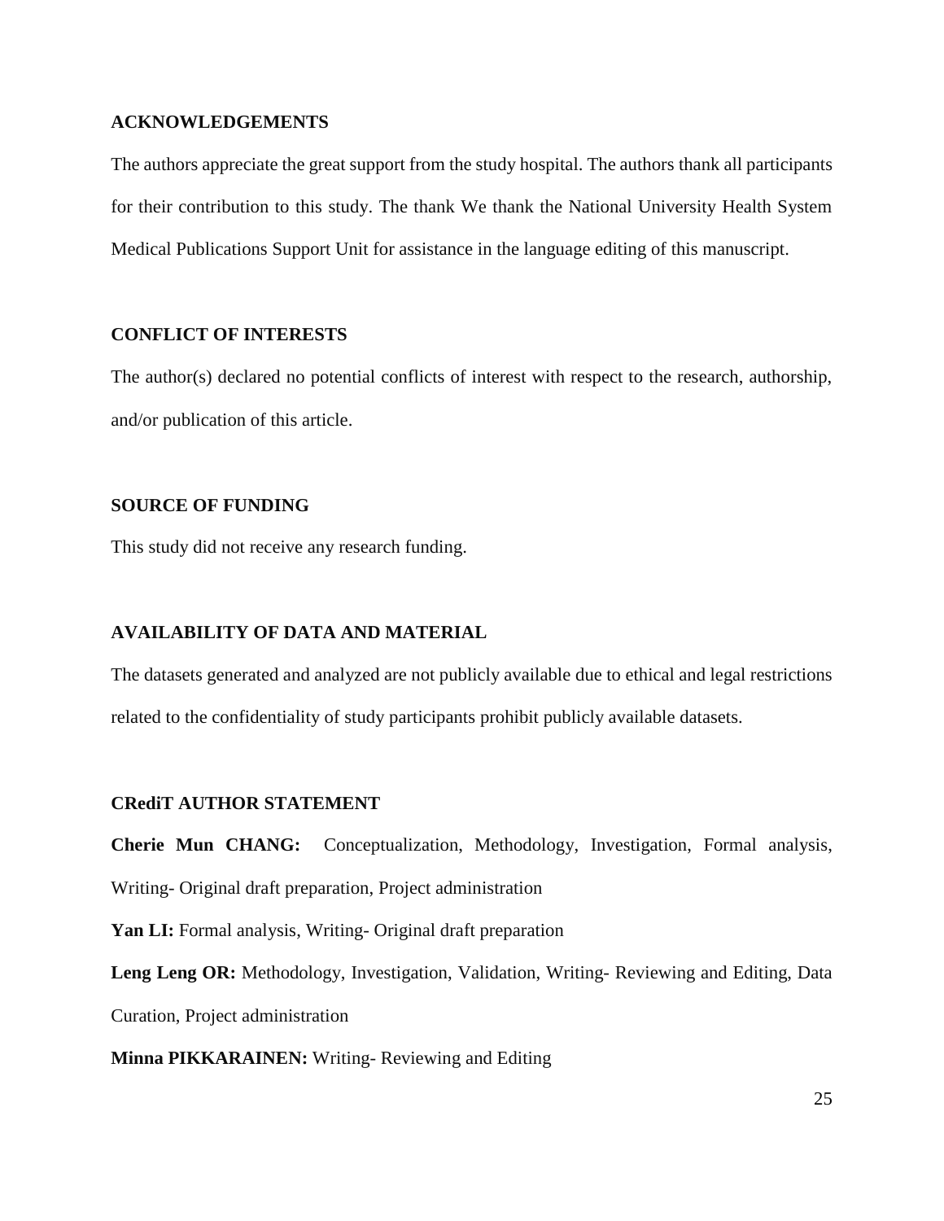## ACKNOWLEDGEMENTS

The authors appreciate the great support from the study hospital. The authors thank all participants for their contribution to this study. The thank We thank the National University Health System Medical Publications Support Unit for assistance in the language editing of this manuscript.

## CONFLICT OF INTERESTS

The author(s) declared no potential conflicts of interest with respect to the research, authorship, and/or publication of this article.

## SOURCE OF FUNDING

This study did not receive any research funding.

## AVAILABILITY OF DATA AND MATERIAL

The datasets generated and analyzed are not publicly available due to ethical and legal restrictions related to the confidentiality of study participants prohibit publicly available datasets.

## CRediT AUTHOR STATEMENT

**Cherie Mun CHANG:** Conceptualization, Methodology, Investigation, Formal analysis, Writing- Original draft preparation, Project administration

**Yan LI:** Formal analysis, Writing- Original draft preparation

**Leng Leng OR:** Methodology, Investigation, Validation, Writing- Reviewing and Editing, Data Curation, Project administration

**Minna PIKKARAINEN:** Writing- Reviewing and Editing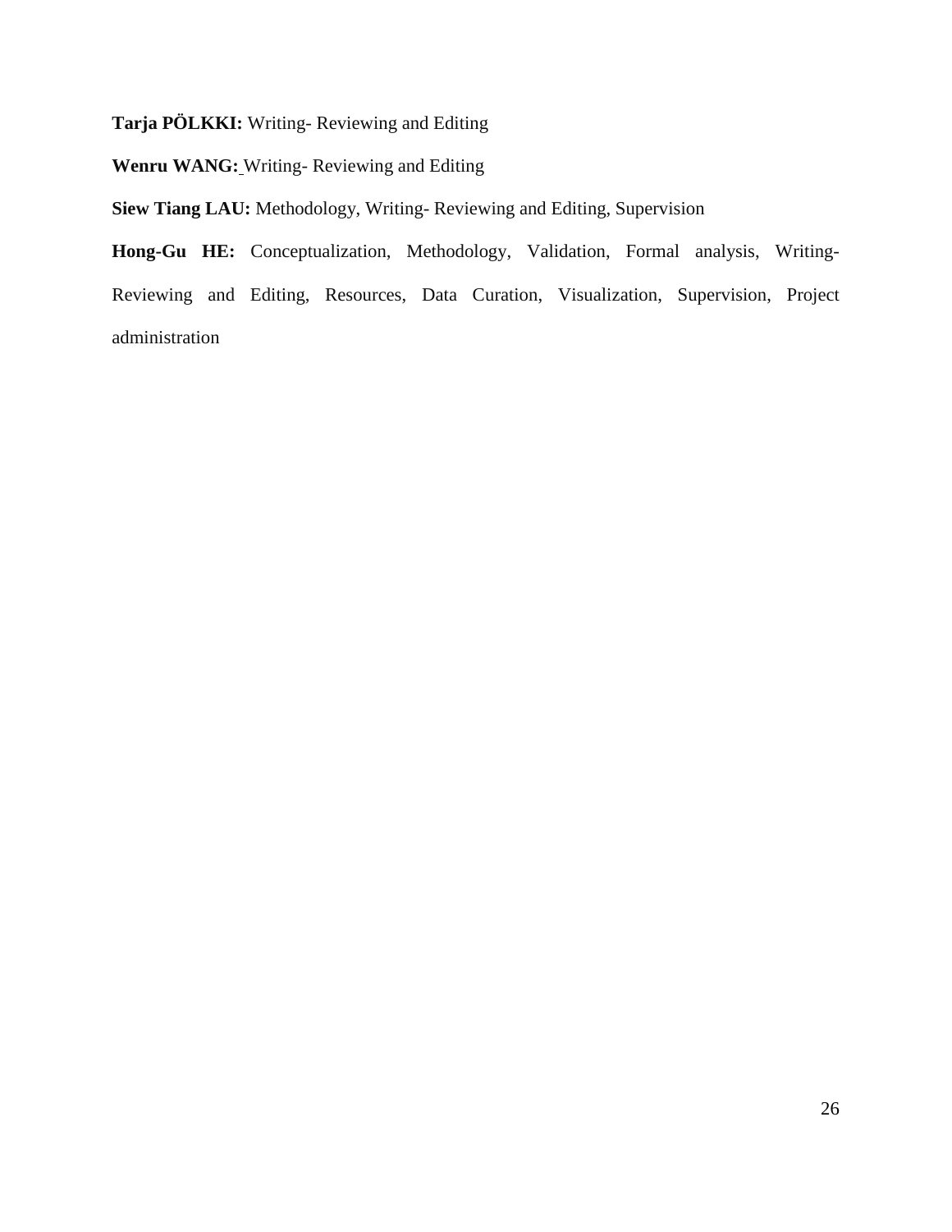**Tarja PÖLKKI:** Writing- Reviewing and Editing

**Wenru WANG:** Writing- Reviewing and Editing

**Siew Tiang LAU:** Methodology, Writing- Reviewing and Editing, Supervision

**Hong-Gu HE:** Conceptualization, Methodology, Validation, Formal analysis, Writing- Reviewing and Editing, Resources, Data Curation, Visualization, Supervision, Project administration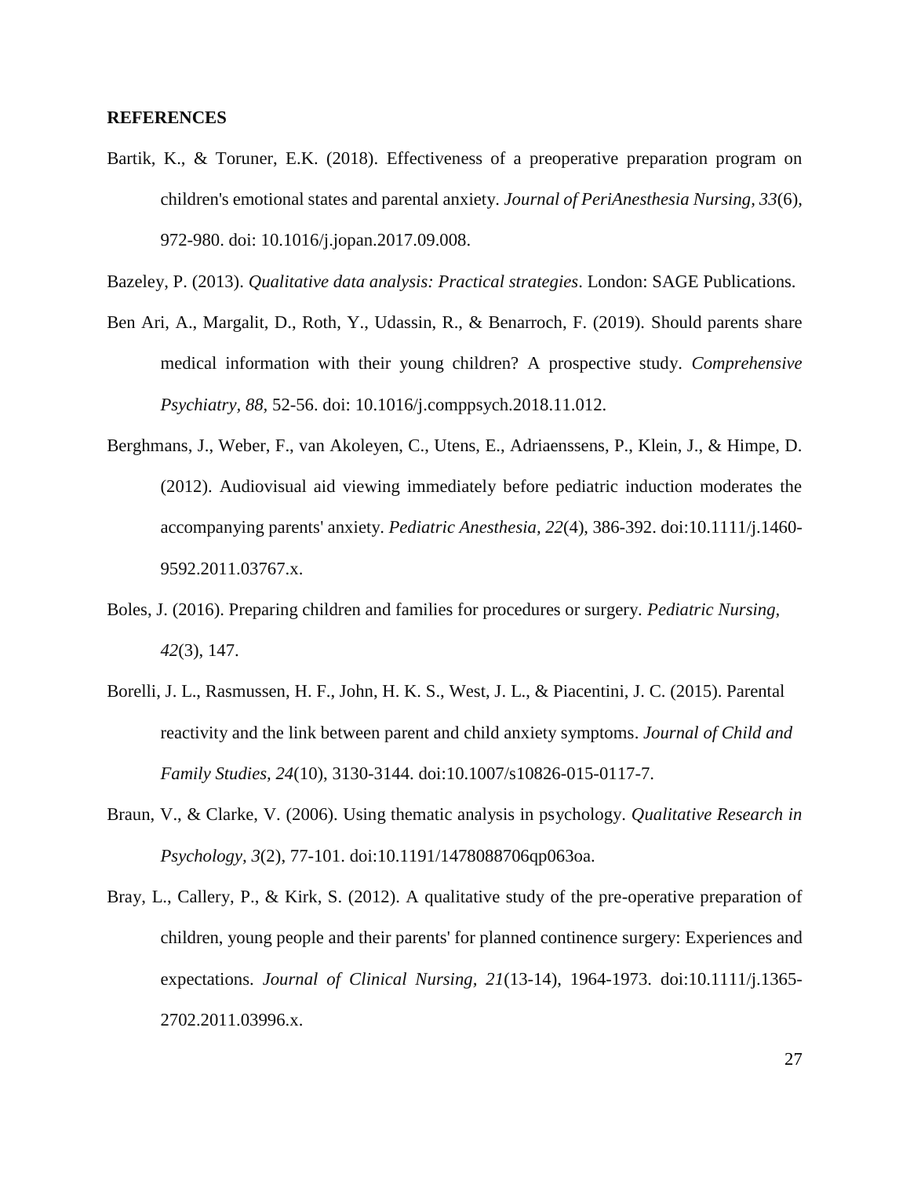**REFERENCES**

Bartik, K., & Toruner, E.K. (2018). Effectiveness of a preoperative preparation program on children's emotional states and parental anxiety. *Journal of PeriAnesthesia Nursing, 33*(6), 972-980. doi: 10.1016/j.jopan.2017.09.008.

Bazeley, P. (2013). *Qualitative data analysis: Practical strategies*. London: SAGE Publications.

Ben Ari, A., Margalit, D., Roth, Y., Udassin, R., & Benarroch, F. (2019). Should parents share medical information with their young children? A prospective study. *Comprehensive Psychiatry, 88,* 52-56. doi: 10.1016/j.comppsych.2018.11.012.

Berghmans, J., Weber, F., van Akoleyen, C., Utens, E., Adriaenssens, P., Klein, J., & Himpe, D. (2012). Audiovisual aid viewing immediately before pediatric induction moderates the accompanying parents' anxiety. *Pediatric Anesthesia, 22*(4), 386-392. doi:10.1111/j.1460-9592.2011.03767.x.

Boles, J. (2016). Preparing children and families for procedures or surgery. *Pediatric Nursing, 42*(3), 147.

Borelli, J. L., Rasmussen, H. F., John, H. K. S., West, J. L., & Piacentini, J. C. (2015). Parental reactivity and the link between parent and child anxiety symptoms. *Journal of Child and Family Studies, 24*(10), 3130-3144. doi:10.1007/s10826-015-0117-7.

Braun, V., & Clarke, V. (2006). Using thematic analysis in psychology. *Qualitative Research in Psychology, 3*(2), 77-101. doi:10.1191/1478088706qp063oa.

Bray, L., Callery, P., & Kirk, S. (2012). A qualitative study of the pre-operative preparation of children, young people and their parents' for planned continence surgery: Experiences and expectations. *Journal of Clinical Nursing, 21*(13-14), 1964-1973. doi:10.1111/j.1365-2702.2011.03996.x.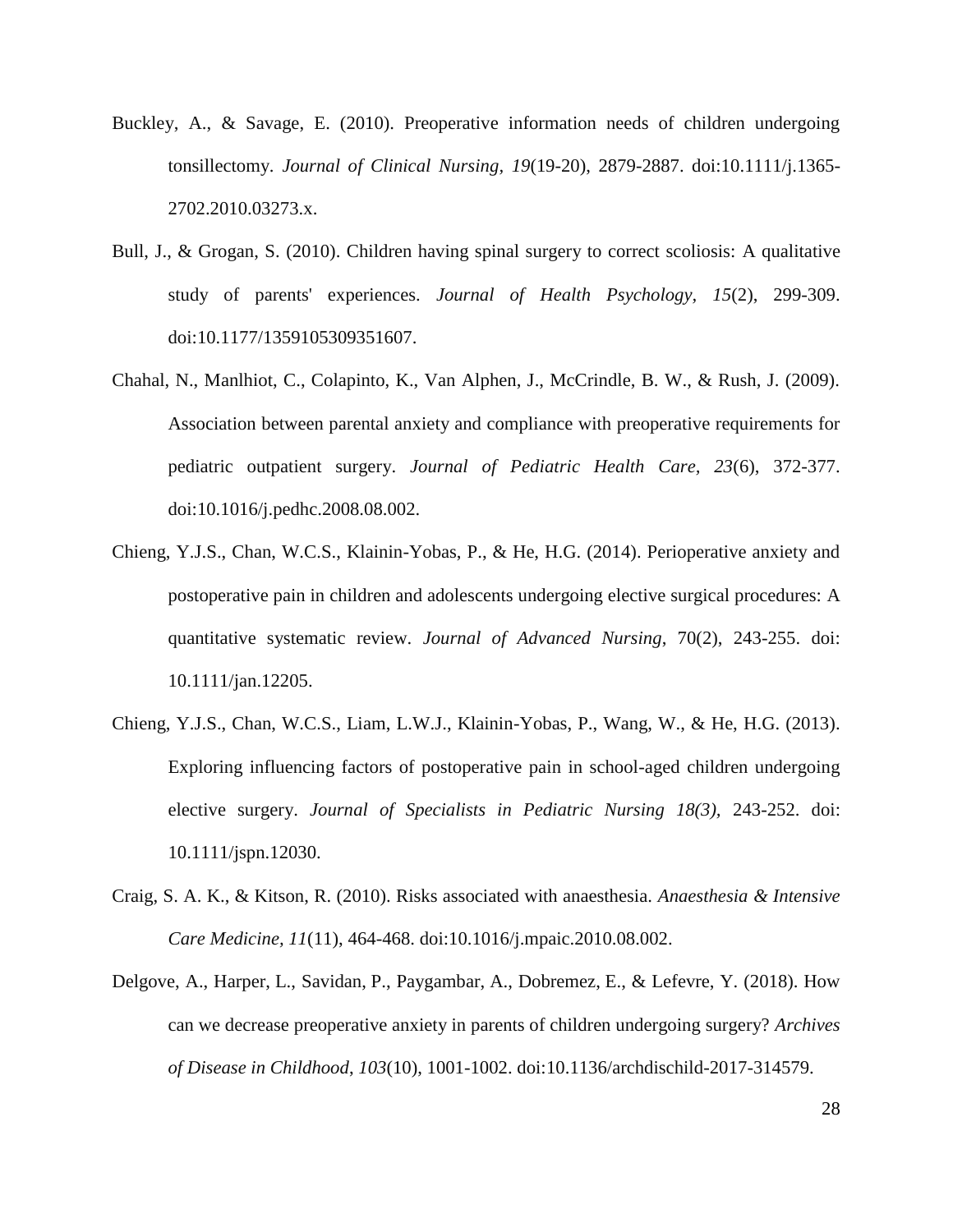Buckley, A., & Savage, E. (2010). Preoperative information needs of children undergoing tonsillectomy. *Journal of Clinical Nursing, 19*(19-20), 2879-2887. doi:10.1111/j.1365-2702.2010.03273.x.

Bull, J., & Grogan, S. (2010). Children having spinal surgery to correct scoliosis: A qualitative study of parents' experiences. *Journal of Health Psychology, 15*(2), 299-309. doi:10.1177/1359105309351607.

Chahal, N., Manlhiot, C., Colapinto, K., Van Alphen, J., McCrindle, B. W., & Rush, J. (2009). Association between parental anxiety and compliance with preoperative requirements for pediatric outpatient surgery. *Journal of Pediatric Health Care, 23*(6), 372-377. doi:10.1016/j.pedhc.2008.08.002.

Chieng, Y.J.S., Chan, W.C.S., Klainin-Yobas, P., & He, H.G. (2014). Perioperative anxiety and postoperative pain in children and adolescents undergoing elective surgical procedures: A quantitative systematic review. *Journal of Advanced Nursing*, 70(2), 243-255. doi: 10.1111/jan.12205.

Chieng, Y.J.S., Chan, W.C.S., Liam, L.W.J., Klainin-Yobas, P., Wang, W., & He, H.G. (2013). Exploring influencing factors of postoperative pain in school-aged children undergoing elective surgery. *Journal of Specialists in Pediatric Nursing 18(3),* 243-252. doi: 10.1111/jspn.12030.

Craig, S. A. K., & Kitson, R. (2010). Risks associated with anaesthesia. *Anaesthesia & Intensive Care Medicine, 11*(11), 464-468. doi:10.1016/j.mpaic.2010.08.002.

Delgove, A., Harper, L., Savidan, P., Paygambar, A., Dobremez, E., & Lefevre, Y. (2018). How can we decrease preoperative anxiety in parents of children undergoing surgery? *Archives of Disease in Childhood*, *103*(10), 1001-1002. doi:10.1136/archdischild-2017-314579.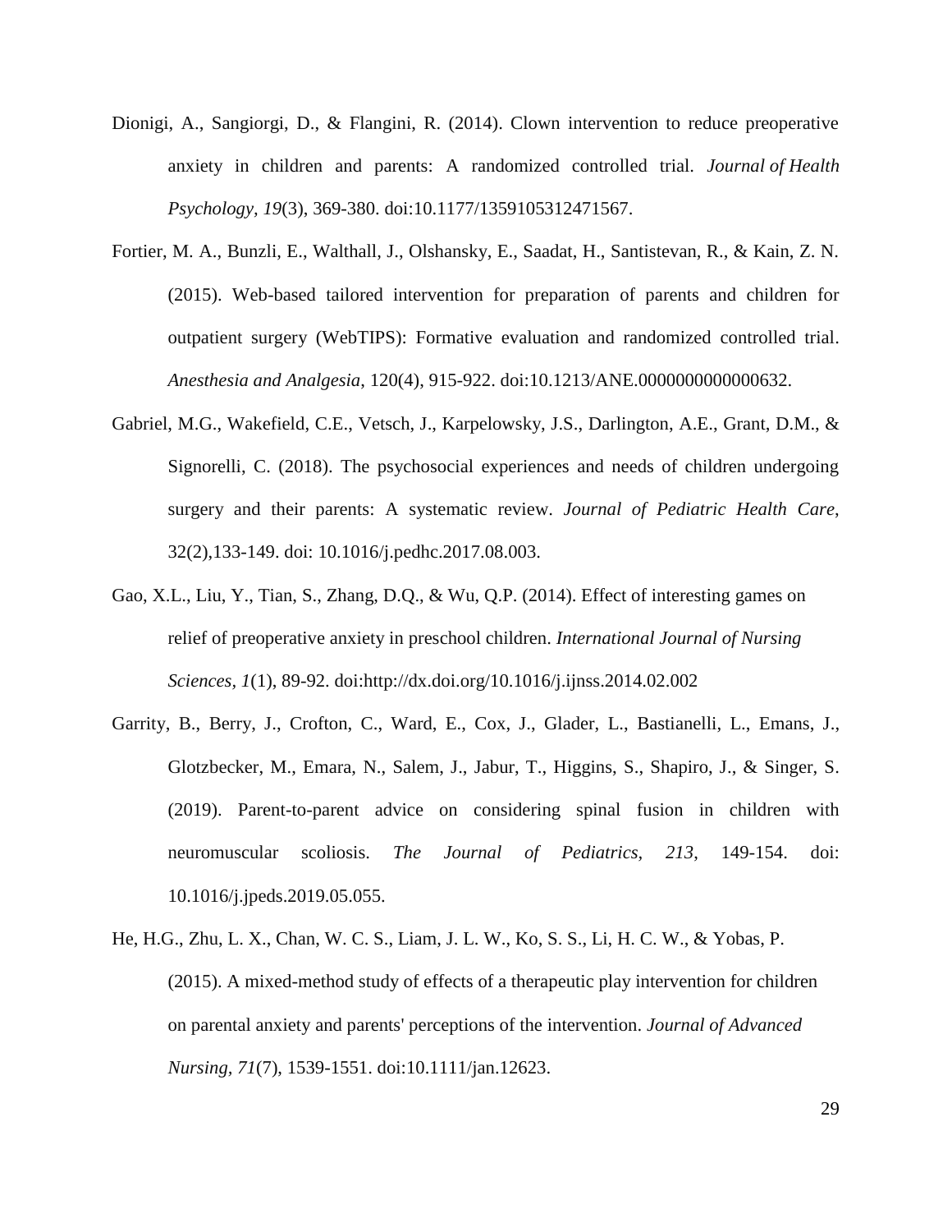Dionigi, A., Sangiorgi, D., & Flangini, R. (2014). Clown intervention to reduce preoperative anxiety in children and parents: A randomized controlled trial. *Journal of Health Psychology, 19*(3), 369-380. doi:10.1177/1359105312471567.

Fortier, M. A., Bunzli, E., Walthall, J., Olshansky, E., Saadat, H., Santistevan, R., & Kain, Z. N. (2015). Web-based tailored intervention for preparation of parents and children for outpatient surgery (WebTIPS): Formative evaluation and randomized controlled trial. *Anesthesia and Analgesia*, 120(4), 915-922. doi:10.1213/ANE.0000000000000632.

Gabriel, M.G., Wakefield, C.E., Vetsch, J., Karpelowsky, J.S., Darlington, A.E., Grant, D.M., & Signorelli, C. (2018). The psychosocial experiences and needs of children undergoing surgery and their parents: A systematic review. *Journal of Pediatric Health Care*, 32(2),133-149. doi: 10.1016/j.pedhc.2017.08.003.

Gao, X.L., Liu, Y., Tian, S., Zhang, D.Q., & Wu, Q.P. (2014). Effect of interesting games on relief of preoperative anxiety in preschool children. *International Journal of Nursing Sciences, 1*(1), 89-92. doi:http://dx.doi.org/10.1016/j.ijnss.2014.02.002

Garrity, B., Berry, J., Crofton, C., Ward, E., Cox, J., Glader, L., Bastianelli, L., Emans, J., Glotzbecker, M., Emara, N., Salem, J., Jabur, T., Higgins, S., Shapiro, J., & Singer, S. (2019). Parent-to-parent advice on considering spinal fusion in children with neuromuscular scoliosis. *The Journal of Pediatrics, 213*, 149-154. doi: 10.1016/j.jpeds.2019.05.055.

He, H.G., Zhu, L. X., Chan, W. C. S., Liam, J. L. W., Ko, S. S., Li, H. C. W., & Yobas, P. (2015). A mixed-method study of effects of a therapeutic play intervention for children on parental anxiety and parents' perceptions of the intervention. *Journal of Advanced Nursing, 71*(7), 1539-1551. doi:10.1111/jan.12623.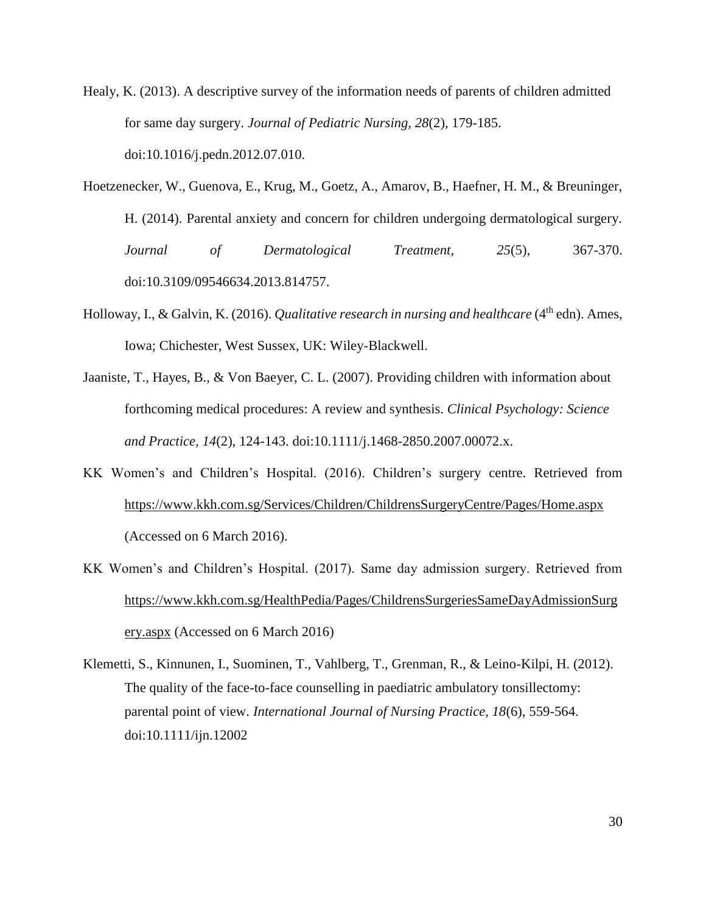Healy, K. (2013). A descriptive survey of the information needs of parents of children admitted for same day surgery. *Journal of Pediatric Nursing, 28*(2), 179-185. doi:10.1016/j.pedn.2012.07.010.

Hoetzenecker, W., Guenova, E., Krug, M., Goetz, A., Amarov, B., Haefner, H. M., & Breuninger, H. (2014). Parental anxiety and concern for children undergoing dermatological surgery. *Journal of Dermatological Treatment, 25*(5), 367-370. doi:10.3109/09546634.2013.814757.

Holloway, I., & Galvin, K. (2016). *Qualitative research in nursing and healthcare* (4th edn). Ames, Iowa; Chichester, West Sussex, UK: Wiley-Blackwell.

Jaaniste, T., Hayes, B., & Von Baeyer, C. L. (2007). Providing children with information about forthcoming medical procedures: A review and synthesis. *Clinical Psychology: Science and Practice, 14*(2), 124-143. doi:10.1111/j.1468-2850.2007.00072.x.

KK Women's and Children's Hospital. (2016). Children's surgery centre. Retrieved from https://www.kkh.com.sg/Services/Children/ChildrensSurgeryCentre/Pages/Home.aspx (Accessed on 6 March 2016).

KK Women's and Children's Hospital. (2017). Same day admission surgery. Retrieved from https://www.kkh.com.sg/HealthPedia/Pages/ChildrensSurgeriesSameDayAdmissionSurgery.aspx (Accessed on 6 March 2016)

Klemetti, S., Kinnunen, I., Suominen, T., Vahlberg, T., Grenman, R., & Leino-Kilpi, H. (2012). The quality of the face-to-face counselling in paediatric ambulatory tonsillectomy: parental point of view. *International Journal of Nursing Practice, 18*(6), 559-564. doi:10.1111/ijn.12002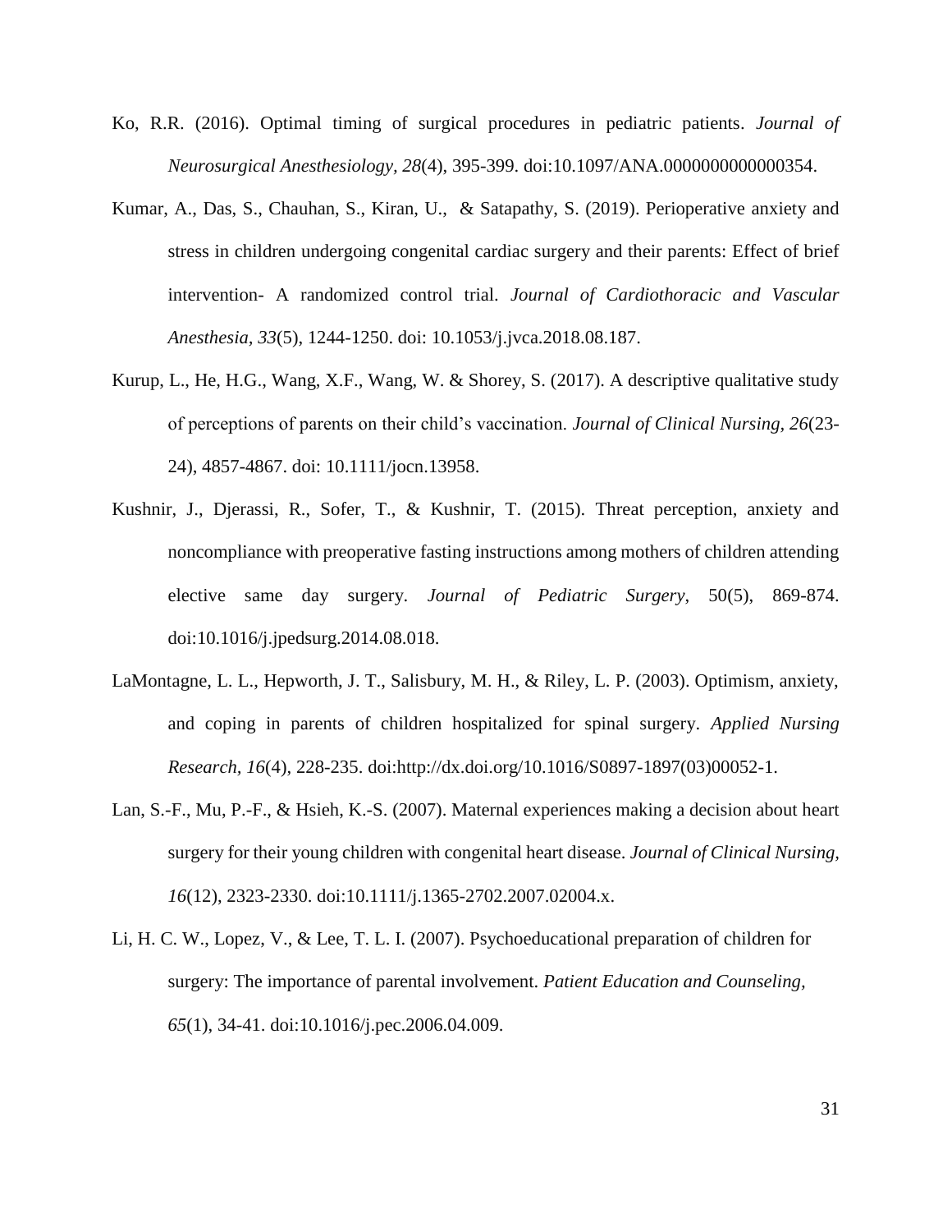Ko, R.R. (2016). Optimal timing of surgical procedures in pediatric patients. *Journal of Neurosurgical Anesthesiology, 28*(4), 395-399. doi:10.1097/ANA.0000000000000354.

Kumar, A., Das, S., Chauhan, S., Kiran, U., & Satapathy, S. (2019). Perioperative anxiety and stress in children undergoing congenital cardiac surgery and their parents: Effect of brief intervention- A randomized control trial. *Journal of Cardiothoracic and Vascular Anesthesia, 33*(5), 1244-1250. doi: 10.1053/j.jvca.2018.08.187.

Kurup, L., He, H.G., Wang, X.F., Wang, W. & Shorey, S. (2017). A descriptive qualitative study of perceptions of parents on their child's vaccination. *Journal of Clinical Nursing, 26*(23-24), 4857-4867. doi: 10.1111/jocn.13958.

Kushnir, J., Djerassi, R., Sofer, T., & Kushnir, T. (2015). Threat perception, anxiety and noncompliance with preoperative fasting instructions among mothers of children attending elective same day surgery. *Journal of Pediatric Surgery*, 50(5), 869-874. doi:10.1016/j.jpedsurg.2014.08.018.

LaMontagne, L. L., Hepworth, J. T., Salisbury, M. H., & Riley, L. P. (2003). Optimism, anxiety, and coping in parents of children hospitalized for spinal surgery. *Applied Nursing Research, 16*(4), 228-235. doi:http://dx.doi.org/10.1016/S0897-1897(03)00052-1.

Lan, S.-F., Mu, P.-F., & Hsieh, K.-S. (2007). Maternal experiences making a decision about heart surgery for their young children with congenital heart disease. *Journal of Clinical Nursing, 16*(12), 2323-2330. doi:10.1111/j.1365-2702.2007.02004.x.

Li, H. C. W., Lopez, V., & Lee, T. L. I. (2007). Psychoeducational preparation of children for surgery: The importance of parental involvement. *Patient Education and Counseling, 65*(1), 34-41. doi:10.1016/j.pec.2006.04.009.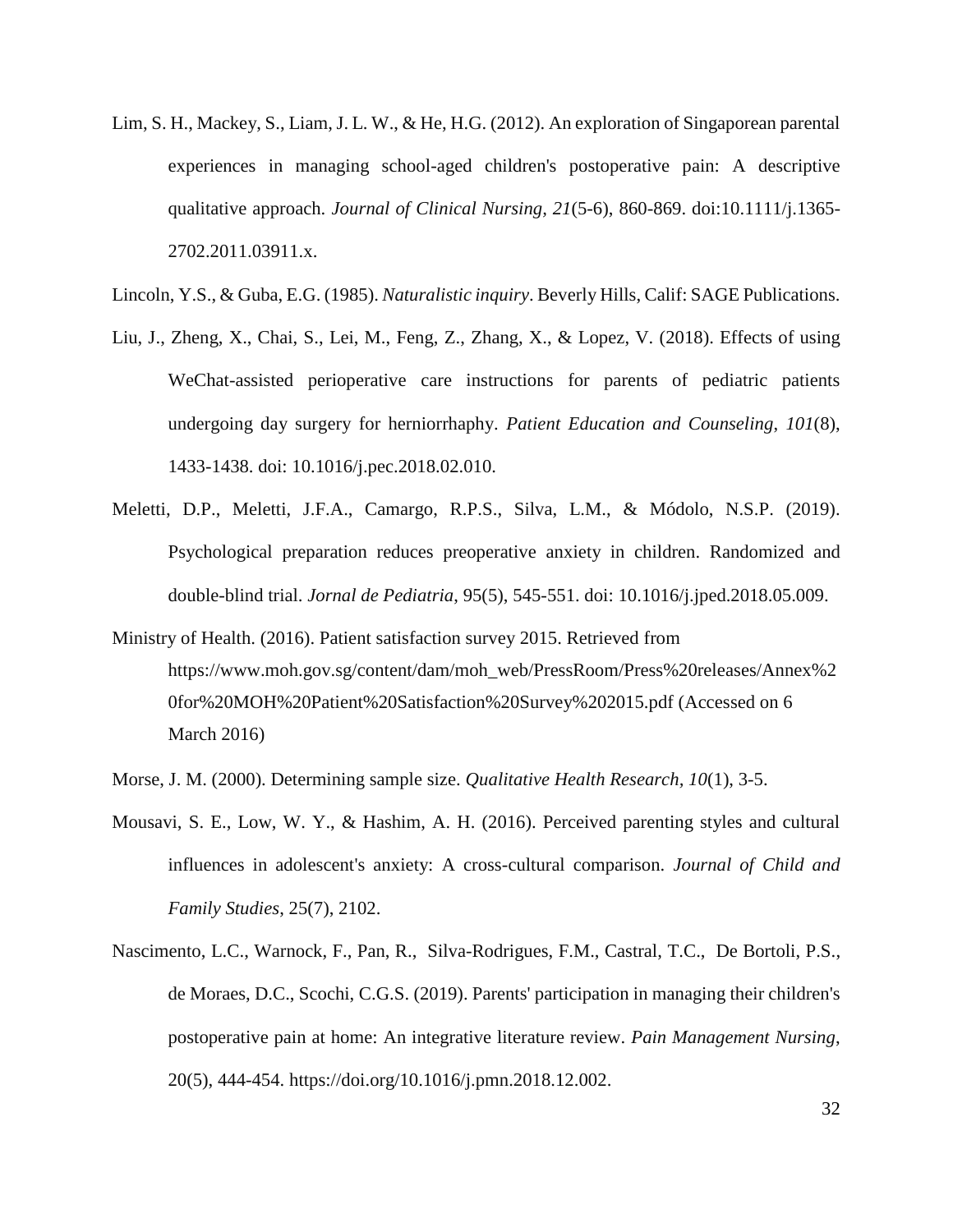Lim, S. H., Mackey, S., Liam, J. L. W., & He, H.G. (2012). An exploration of Singaporean parental experiences in managing school-aged children's postoperative pain: A descriptive qualitative approach. *Journal of Clinical Nursing, 21*(5-6), 860-869. doi:10.1111/j.1365-2702.2011.03911.x.

Lincoln, Y.S., & Guba, E.G. (1985). *Naturalistic inquiry*. Beverly Hills, Calif: SAGE Publications.

Liu, J., Zheng, X., Chai, S., Lei, M., Feng, Z., Zhang, X., & Lopez, V. (2018). Effects of using WeChat-assisted perioperative care instructions for parents of pediatric patients undergoing day surgery for herniorrhaphy. *Patient Education and Counseling*, *101*(8), 1433-1438. doi: 10.1016/j.pec.2018.02.010.

Meletti, D.P., Meletti, J.F.A., Camargo, R.P.S., Silva, L.M., & Módolo, N.S.P. (2019). Psychological preparation reduces preoperative anxiety in children. Randomized and double-blind trial. *Jornal de Pediatria*, 95(5), 545-551. doi: 10.1016/j.jped.2018.05.009.

Ministry of Health. (2016). Patient satisfaction survey 2015. Retrieved from https://www.moh.gov.sg/content/dam/moh_web/PressRoom/Press%20releases/Annex%20for%20MOH%20Patient%20Satisfaction%20Survey%202015.pdf (Accessed on 6 March 2016)

Morse, J. M. (2000). Determining sample size. *Qualitative Health Research, 10*(1), 3-5.

Mousavi, S. E., Low, W. Y., & Hashim, A. H. (2016). Perceived parenting styles and cultural influences in adolescent's anxiety: A cross-cultural comparison. *Journal of Child and Family Studies*, 25(7), 2102.

Nascimento, L.C., Warnock, F., Pan, R., Silva-Rodrigues, F.M., Castral, T.C., De Bortoli, P.S., de Moraes, D.C., Scochi, C.G.S. (2019). Parents' participation in managing their children's postoperative pain at home: An integrative literature review. *Pain Management Nursing*, 20(5), 444-454. https://doi.org/10.1016/j.pmn.2018.12.002.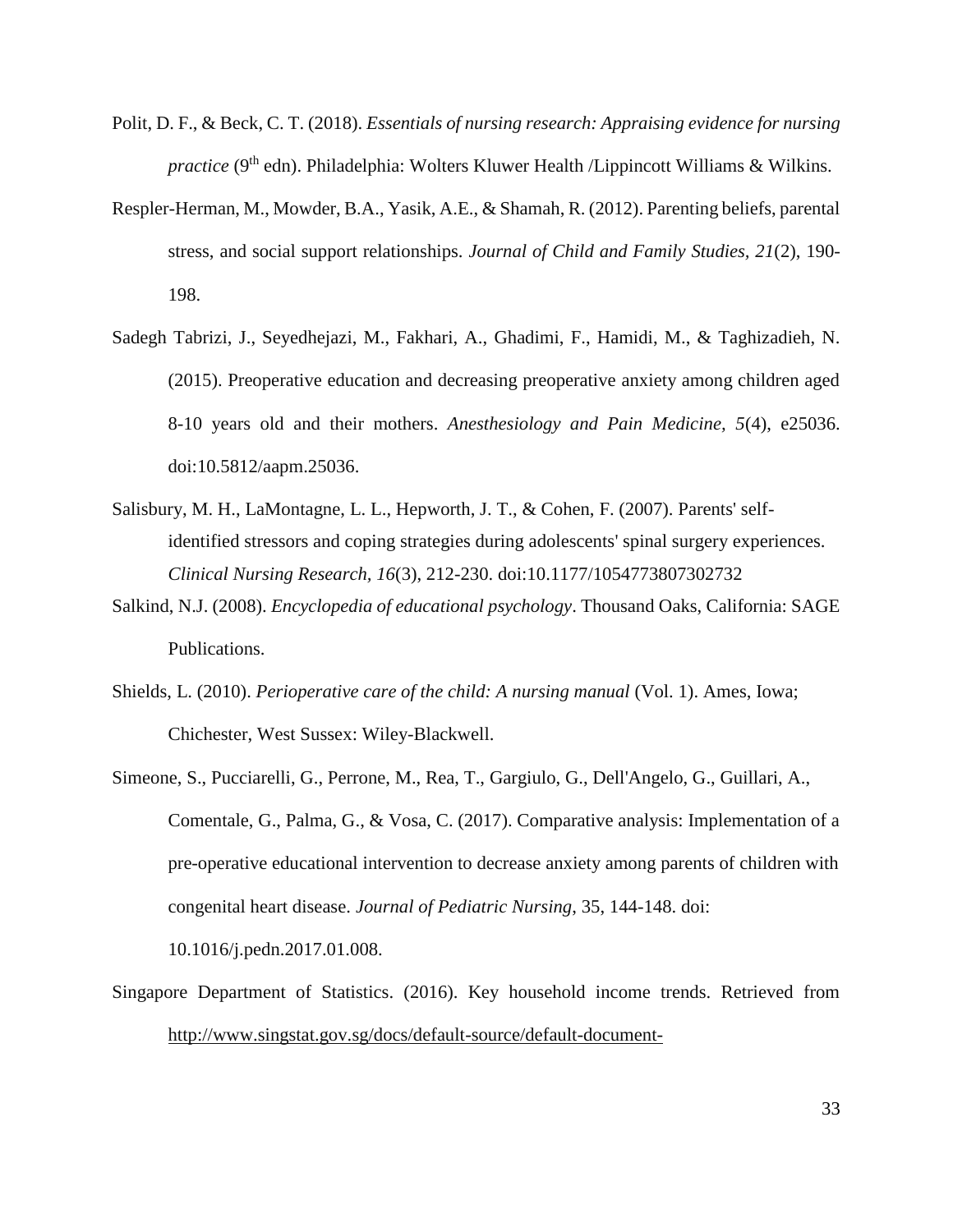Polit, D. F., & Beck, C. T. (2018). *Essentials of nursing research: Appraising evidence for nursing practice* (9th edn). Philadelphia: Wolters Kluwer Health /Lippincott Williams & Wilkins.

Respler-Herman, M., Mowder, B.A., Yasik, A.E., & Shamah, R. (2012). Parenting beliefs, parental stress, and social support relationships. *Journal of Child and Family Studies, 21*(2), 190-198.

Sadegh Tabrizi, J., Seyedhejazi, M., Fakhari, A., Ghadimi, F., Hamidi, M., & Taghizadieh, N. (2015). Preoperative education and decreasing preoperative anxiety among children aged 8-10 years old and their mothers. *Anesthesiology and Pain Medicine, 5*(4), e25036. doi:10.5812/aapm.25036.

Salisbury, M. H., LaMontagne, L. L., Hepworth, J. T., & Cohen, F. (2007). Parents' self-identified stressors and coping strategies during adolescents' spinal surgery experiences. *Clinical Nursing Research, 16*(3), 212-230. doi:10.1177/1054773807302732

Salkind, N.J. (2008). *Encyclopedia of educational psychology*. Thousand Oaks, California: SAGE Publications.

Shields, L. (2010). *Perioperative care of the child: A nursing manual* (Vol. 1). Ames, Iowa; Chichester, West Sussex: Wiley-Blackwell.

Simeone, S., Pucciarelli, G., Perrone, M., Rea, T., Gargiulo, G., Dell'Angelo, G., Guillari, A., Comentale, G., Palma, G., & Vosa, C. (2017). Comparative analysis: Implementation of a pre-operative educational intervention to decrease anxiety among parents of children with congenital heart disease. *Journal of Pediatric Nursing*, 35, 144-148. doi: 10.1016/j.pedn.2017.01.008.

Singapore Department of Statistics. (2016). Key household income trends. Retrieved from http://www.singstat.gov.sg/docs/default-source/default-document-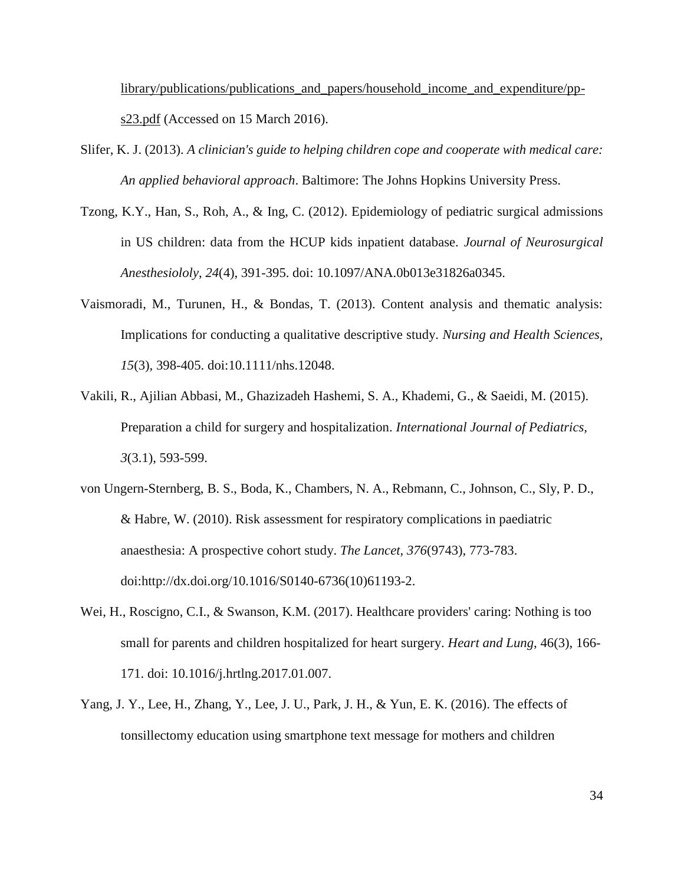library/publications/publications_and_papers/household_income_and_expenditure/pp-s23.pdf (Accessed on 15 March 2016).

Slifer, K. J. (2013). *A clinician's guide to helping children cope and cooperate with medical care: An applied behavioral approach*. Baltimore: The Johns Hopkins University Press.

Tzong, K.Y., Han, S., Roh, A., & Ing, C. (2012). Epidemiology of pediatric surgical admissions in US children: data from the HCUP kids inpatient database. *Journal of Neurosurgical Anesthesiololy*, *24*(4), 391-395. doi: 10.1097/ANA.0b013e31826a0345.

Vaismoradi, M., Turunen, H., & Bondas, T. (2013). Content analysis and thematic analysis: Implications for conducting a qualitative descriptive study. *Nursing and Health Sciences*, *15*(3), 398-405. doi:10.1111/nhs.12048.

Vakili, R., Ajilian Abbasi, M., Ghazizadeh Hashemi, S. A., Khademi, G., & Saeidi, M. (2015). Preparation a child for surgery and hospitalization. *International Journal of Pediatrics*, *3*(3.1), 593-599.

von Ungern-Sternberg, B. S., Boda, K., Chambers, N. A., Rebmann, C., Johnson, C., Sly, P. D., & Habre, W. (2010). Risk assessment for respiratory complications in paediatric anaesthesia: A prospective cohort study. *The Lancet*, *376*(9743), 773-783. doi:http://dx.doi.org/10.1016/S0140-6736(10)61193-2.

Wei, H., Roscigno, C.I., & Swanson, K.M. (2017). Healthcare providers' caring: Nothing is too small for parents and children hospitalized for heart surgery. *Heart and Lung*, 46(3), 166-171. doi: 10.1016/j.hrtlng.2017.01.007.

Yang, J. Y., Lee, H., Zhang, Y., Lee, J. U., Park, J. H., & Yun, E. K. (2016). The effects of tonsillectomy education using smartphone text message for mothers and children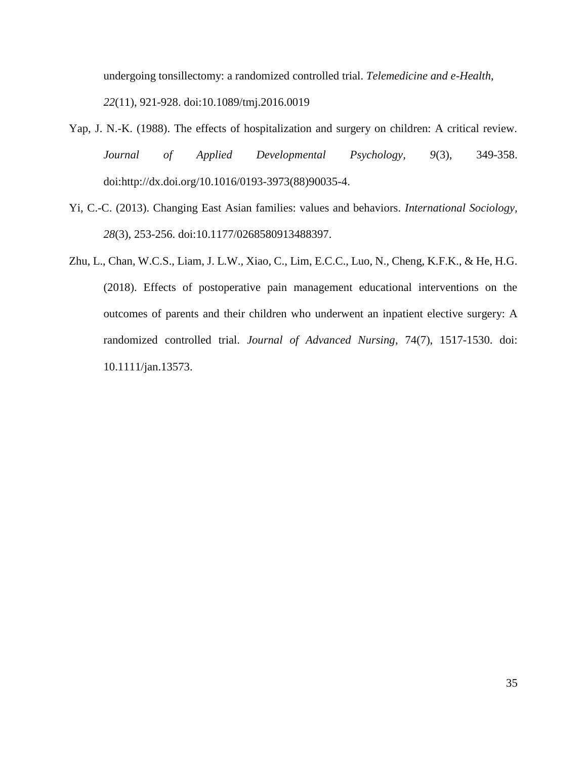undergoing tonsillectomy: a randomized controlled trial. *Telemedicine and e-Health, 22*(11), 921-928. doi:10.1089/tmj.2016.0019

Yap, J. N.-K. (1988). The effects of hospitalization and surgery on children: A critical review. *Journal of Applied Developmental Psychology, 9*(3), 349-358. doi:http://dx.doi.org/10.1016/0193-3973(88)90035-4.

Yi, C.-C. (2013). Changing East Asian families: values and behaviors. *International Sociology, 28*(3), 253-256. doi:10.1177/0268580913488397.

Zhu, L., Chan, W.C.S., Liam, J. L.W., Xiao, C., Lim, E.C.C., Luo, N., Cheng, K.F.K., & He, H.G. (2018). Effects of postoperative pain management educational interventions on the outcomes of parents and their children who underwent an inpatient elective surgery: A randomized controlled trial. *Journal of Advanced Nursing*, 74(7), 1517-1530. doi: 10.1111/jan.13573.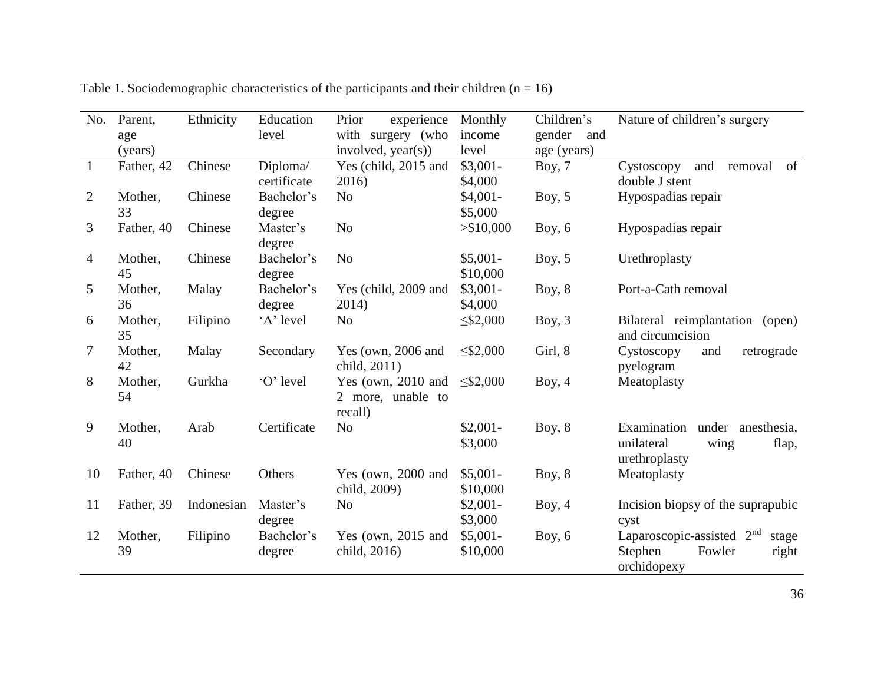Table 1. Sociodemographic characteristics of the participants and their children (n = 16)

| No. | Parent, age (years) | Ethnicity | Education level | Prior experience with surgery (who involved, year(s)) | Monthly income level | Children's gender and age (years) | Nature of children's surgery |
|---|---|---|---|---|---|---|---|
| 1 | Father, 42 | Chinese | Diploma/ certificate | Yes (child, 2015 and 2016) | \$3,001-\$4,000 | Boy, 7 | Cystoscopy and removal of double J stent |
| 2 | Mother, 33 | Chinese | Bachelor's degree | No | \$4,001-\$5,000 | Boy, 5 | Hypospadias repair |
| 3 | Father, 40 | Chinese | Master's degree | No | >\$10,000 | Boy, 6 | Hypospadias repair |
| 4 | Mother, 45 | Chinese | Bachelor's degree | No | \$5,001-\$10,000 | Boy, 5 | Urethroplasty |
| 5 | Mother, 36 | Malay | Bachelor's degree | Yes (child, 2009 and 2014) | \$3,001-\$4,000 | Boy, 8 | Port-a-Cath removal |
| 6 | Mother, 35 | Filipino | 'A' level | No | ≤\$2,000 | Boy, 3 | Bilateral reimplantation (open) and circumcision |
| 7 | Mother, 42 | Malay | Secondary | Yes (own, 2006 and child, 2011) | ≤\$2,000 | Girl, 8 | Cystoscopy and retrograde pyelogram |
| 8 | Mother, 54 | Gurkha | 'O' level | Yes (own, 2010 and 2 more, unable to recall) | ≤\$2,000 | Boy, 4 | Meatoplasty |
| 9 | Mother, 40 | Arab | Certificate | No | \$2,001-\$3,000 | Boy, 8 | Examination under anesthesia, unilateral wing flap, urethroplasty |
| 10 | Father, 40 | Chinese | Others | Yes (own, 2000 and child, 2009) | \$5,001-\$10,000 | Boy, 8 | Meatoplasty |
| 11 | Father, 39 | Indonesian | Master's degree | No | \$2,001-\$3,000 | Boy, 4 | Incision biopsy of the suprapubic cyst |
| 12 | Mother, 39 | Filipino | Bachelor's degree | Yes (own, 2015 and child, 2016) | \$5,001-\$10,000 | Boy, 6 | Laparoscopic-assisted 2nd stage Stephen Fowler right orchidopexy |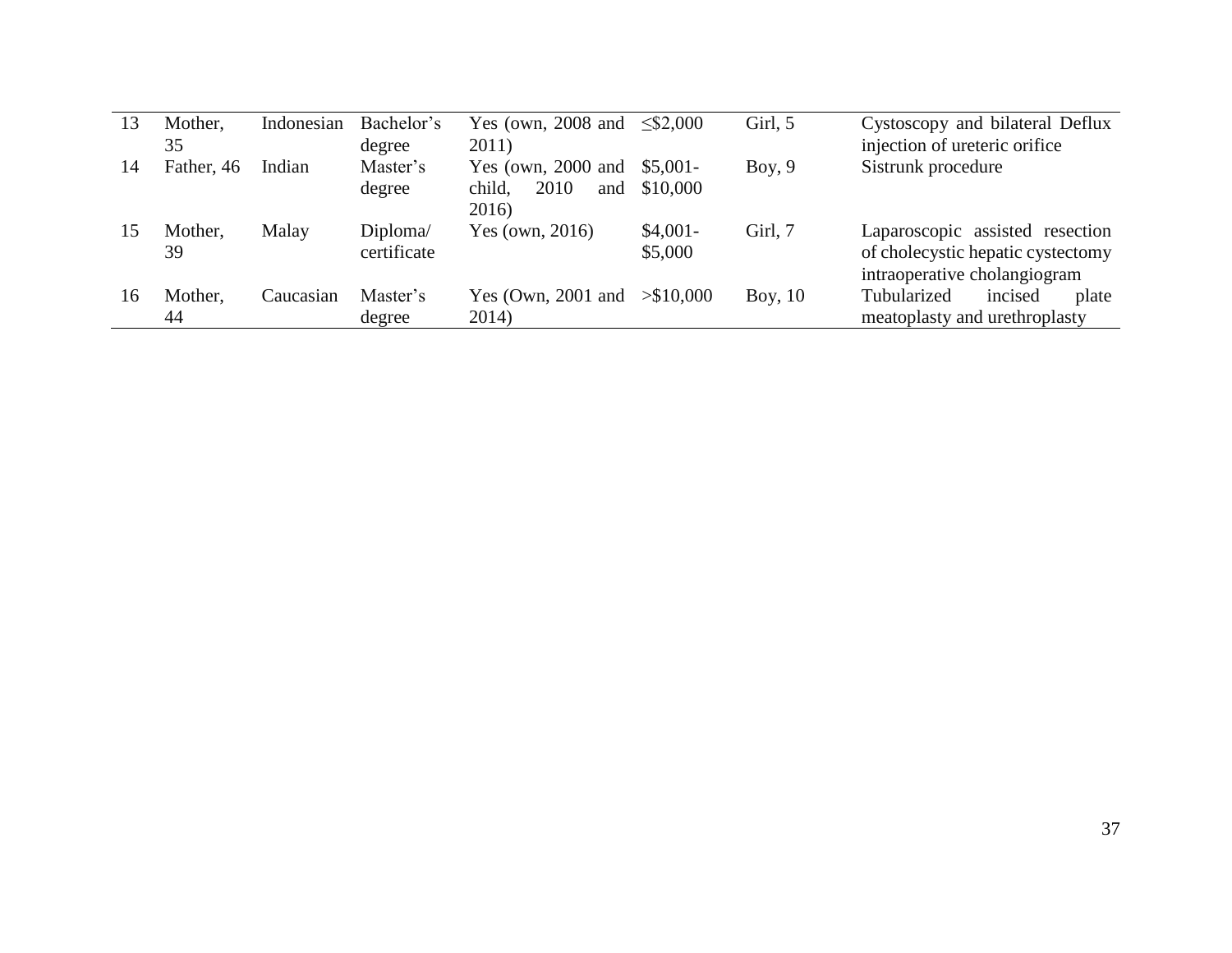| | | | | | | | |
|---|---|---|---|---|---|---|---|
| 13 | Mother, 35 | Indonesian | Bachelor's degree | Yes (own, 2008 and 2011) | ≤$2,000 | Girl, 5 | Cystoscopy and bilateral Deflux injection of ureteric orifice |
| 14 | Father, 46 | Indian | Master's degree | Yes (own, 2000 and child, 2010 and 2016) | $5,001-$10,000 | Boy, 9 | Sistrunk procedure |
| 15 | Mother, 39 | Malay | Diploma/ certificate | Yes (own, 2016) | $4,001-$5,000 | Girl, 7 | Laparoscopic assisted resection of cholecystic hepatic cystectomy intraoperative cholangiogram |
| 16 | Mother, 44 | Caucasian | Master's degree | Yes (Own, 2001 and 2014) | >$10,000 | Boy, 10 | Tubularized incised plate meatoplasty and urethroplasty |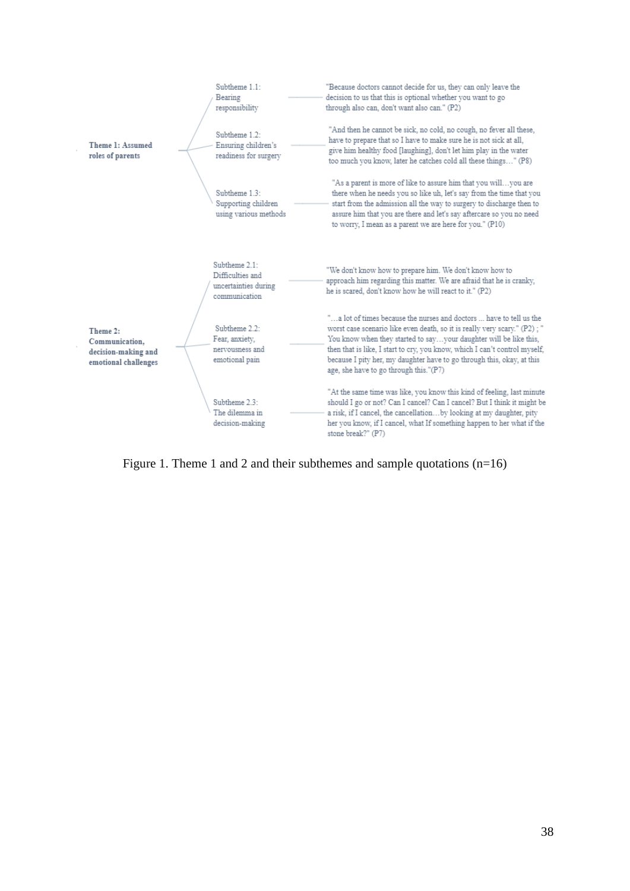| Theme | Subtheme | Sample quotation |
| --- | --- | --- |
| **Theme 1: Assumed roles of parents** | Subtheme 1.1: Bearing responsibility | "Because doctors cannot decide for us, they can only leave the decision to us that this is optional whether you want to go through also can, don't want also can." (P2) |
| | Subtheme 1.2: Ensuring children's readiness for surgery | "And then he cannot be sick, no cold, no cough, no fever all these, have to prepare that so I have to make sure he is not sick at all, give him healthy food [laughing], don't let him play in the water too much you know, later he catches cold all these things…" (P8) |
| | Subtheme 1.3: Supporting children using various methods | "As a parent is more of like to assure him that you will…you are there when he needs you so like uh, let's say from the time that you start from the admission all the way to surgery to discharge then to assure him that you are there and let's say aftercare so you no need to worry, I mean as a parent we are here for you." (P10) |
| **Theme 2: Communication, decision-making and emotional challenges** | Subtheme 2.1: Difficulties and uncertainties during communication | "We don't know how to prepare him. We don't know how to approach him regarding this matter. We are afraid that he is cranky, he is scared, don't know how he will react to it." (P2) |
| | Subtheme 2.2: Fear, anxiety, nervousness and emotional pain | "…a lot of times because the nurses and doctors ... have to tell us the worst case scenario like even death, so it is really very scary." (P2) ; " You know when they started to say…your daughter will be like this, then that is like, I start to cry, you know, which I can't control myself, because I pity her, my daughter have to go through this, okay, at this age, she have to go through this."(P7) |
| | Subtheme 2.3: The dilemma in decision-making | "At the same time was like, you know this kind of feeling, last minute should I go or not? Can I cancel? Can I cancel? But I think it might be a risk, if I cancel, the cancellation…by looking at my daughter, pity her you know, if I cancel, what If something happen to her what if the stone break?" (P7) |

Figure 1. Theme 1 and 2 and their subthemes and sample quotations (n=16)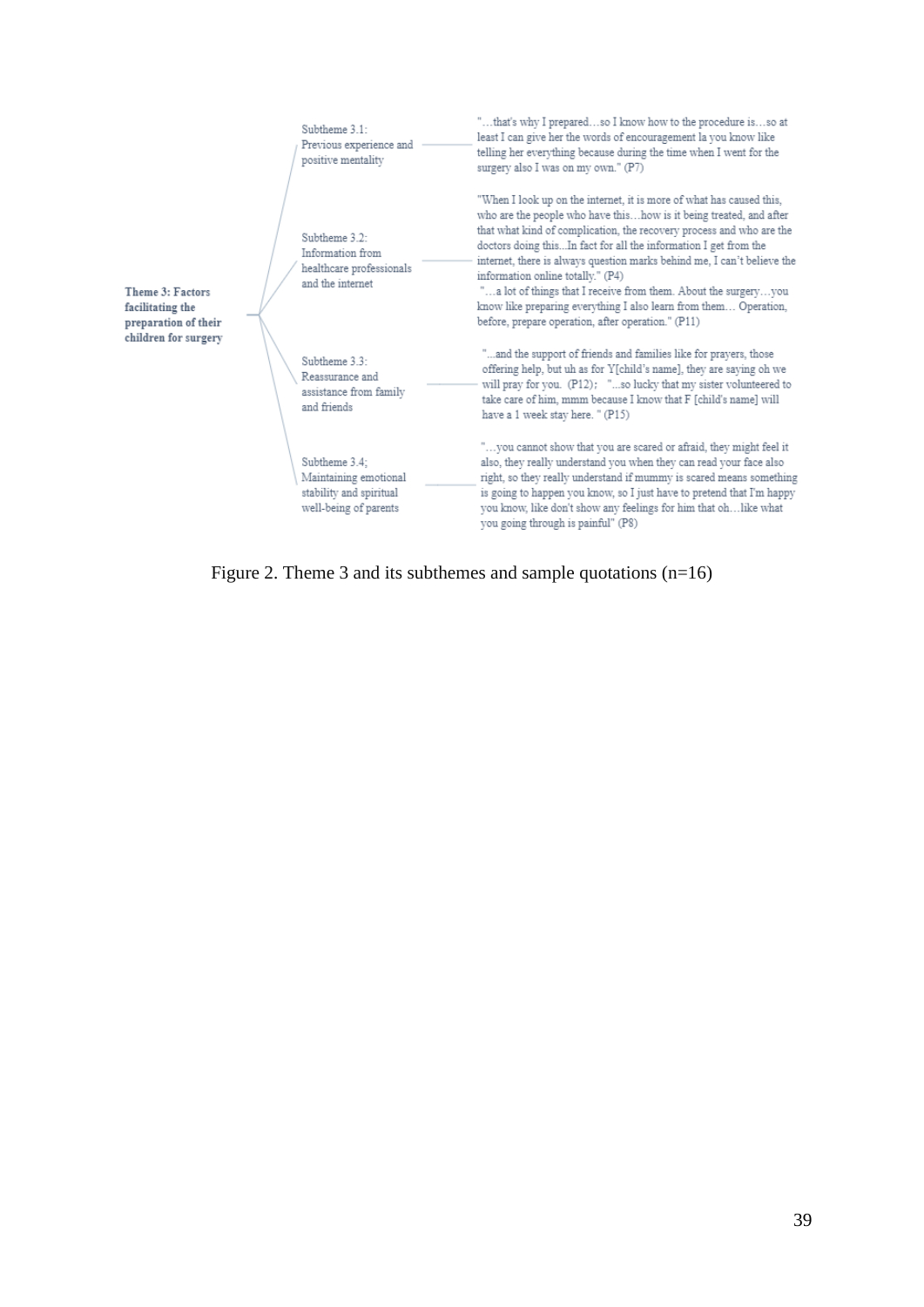**Theme 3: Factors facilitating the preparation of their children for surgery**

- Subtheme 3.1: Previous experience and positive mentality
  - "…that's why I prepared…so I know how to the procedure is…so at least I can give her the words of encouragement la you know like telling her everything because during the time when I went for the surgery also I was on my own." (P7)
- Subtheme 3.2: Information from healthcare professionals and the internet
  - "When I look up on the internet, it is more of what has caused this, who are the people who have this…how is it being treated, and after that what kind of complication, the recovery process and who are the doctors doing this...In fact for all the information I get from the internet, there is always question marks behind me, I can't believe the information online totally." (P4)
  - "…a lot of things that I receive from them. About the surgery…you know like preparing everything I also learn from them… Operation, before, prepare operation, after operation." (P11)
- Subtheme 3.3: Reassurance and assistance from family and friends
  - "...and the support of friends and families like for prayers, those offering help, but uh as for Y[child's name], they are saying oh we will pray for you. (P12); "...so lucky that my sister volunteered to take care of him, mmm because I know that F [child's name] will have a 1 week stay here. " (P15)
- Subtheme 3.4; Maintaining emotional stability and spiritual well-being of parents
  - "…you cannot show that you are scared or afraid, they might feel it also, they really understand you when they can read your face also right, so they really understand if mummy is scared means something is going to happen you know, so I just have to pretend that I'm happy you know, like don't show any feelings for him that oh…like what you going through is painful" (P8)

Figure 2. Theme 3 and its subthemes and sample quotations (n=16)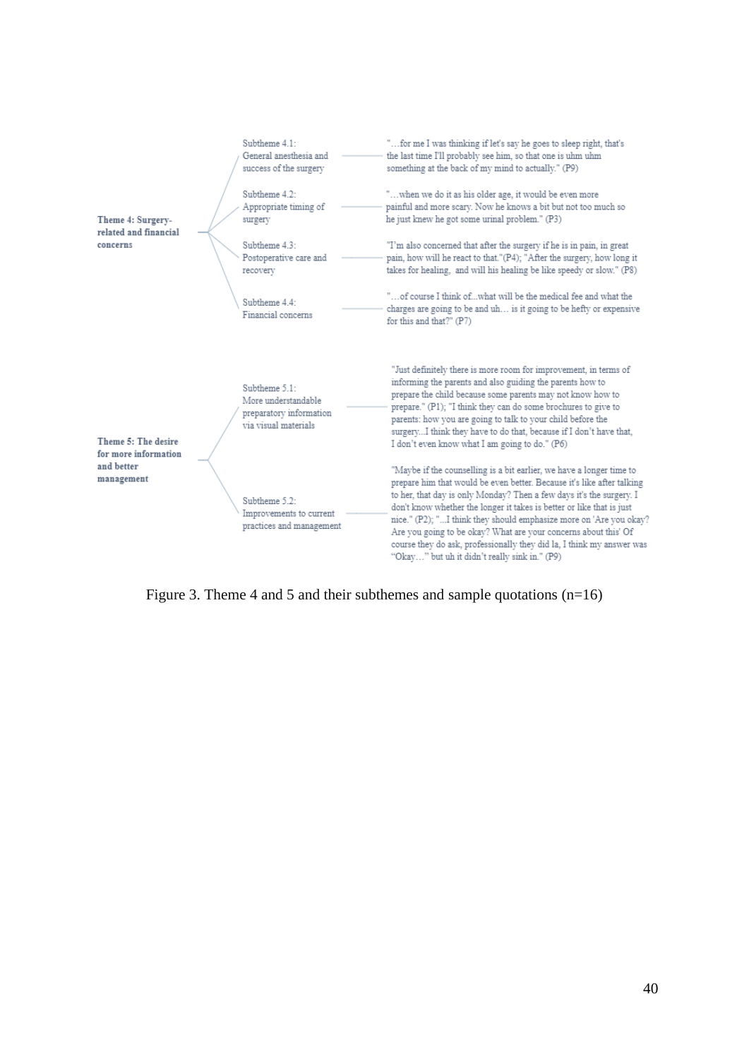| Theme | Subtheme | Sample quotations |
| --- | --- | --- |
| **Theme 4: Surgery-related and financial concerns** | Subtheme 4.1: General anesthesia and success of the surgery | "…for me I was thinking if let's say he goes to sleep right, that's the last time I'll probably see him, so that one is uhm uhm something at the back of my mind to actually." (P9) |
| | Subtheme 4.2: Appropriate timing of surgery | "…when we do it as his older age, it would be even more painful and more scary. Now he knows a bit but not too much so he just knew he got some urinal problem." (P3) |
| | Subtheme 4.3: Postoperative care and recovery | "I'm also concerned that after the surgery if he is in pain, in great pain, how will he react to that."(P4); "After the surgery, how long it takes for healing, and will his healing be like speedy or slow." (P8) |
| | Subtheme 4.4: Financial concerns | "…of course I think of...what will be the medical fee and what the charges are going to be and uh… is it going to be hefty or expensive for this and that?" (P7) |
| **Theme 5: The desire for more information and better management** | Subtheme 5.1: More understandable preparatory information via visual materials | "Just definitely there is more room for improvement, in terms of informing the parents and also guiding the parents how to prepare the child because some parents may not know how to prepare." (P1); "I think they can do some brochures to give to parents: how you are going to talk to your child before the surgery...I think they have to do that, because if I don't have that, I don't even know what I am going to do." (P6) |
| | Subtheme 5.2: Improvements to current practices and management | "Maybe if the counselling is a bit earlier, we have a longer time to prepare him that would be even better. Because it's like after talking to her, that day is only Monday? Then a few days it's the surgery. I don't know whether the longer it takes is better or like that is just nice." (P2); "...I think they should emphasize more on 'Are you okay? Are you going to be okay? What are your concerns about this' Of course they do ask, professionally they did la, I think my answer was "Okay…" but uh it didn't really sink in." (P9) |

Figure 3. Theme 4 and 5 and their subthemes and sample quotations (n=16)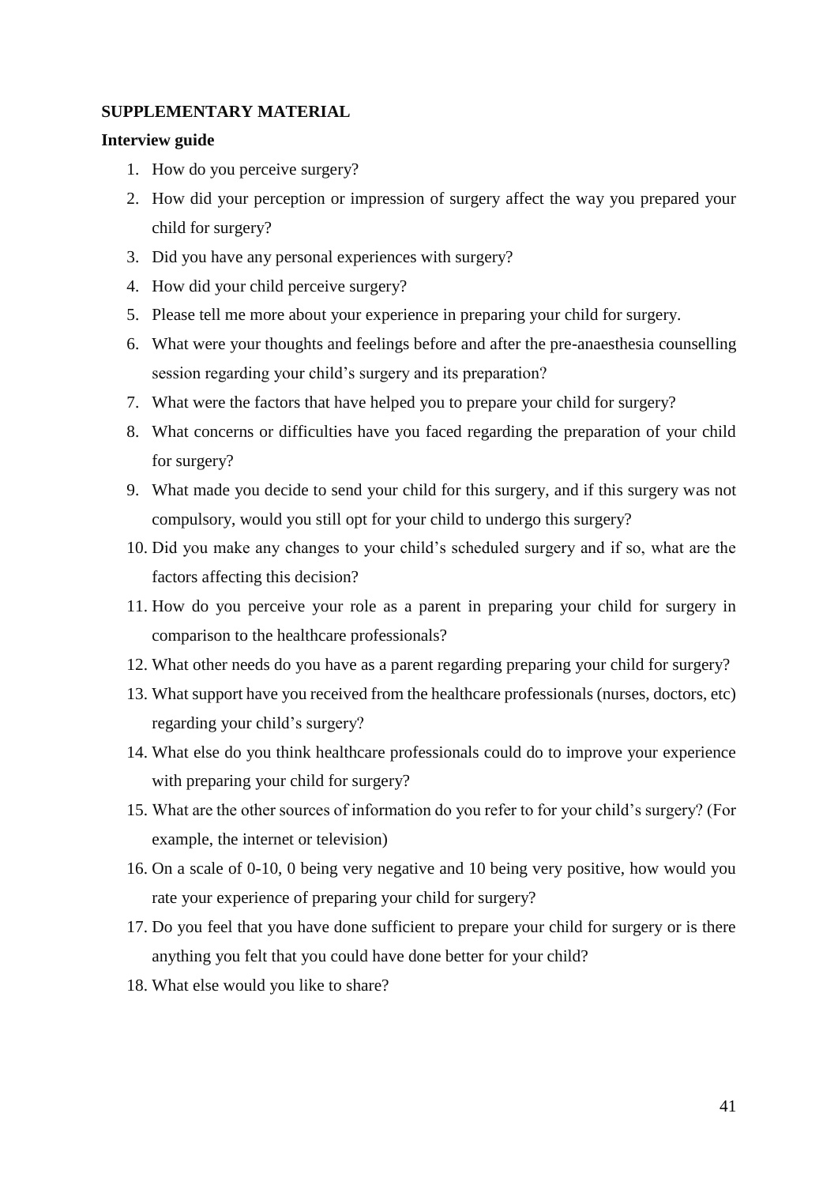**SUPPLEMENTARY MATERIAL**

**Interview guide**

1. How do you perceive surgery?
2. How did your perception or impression of surgery affect the way you prepared your child for surgery?
3. Did you have any personal experiences with surgery?
4. How did your child perceive surgery?
5. Please tell me more about your experience in preparing your child for surgery.
6. What were your thoughts and feelings before and after the pre-anaesthesia counselling session regarding your child's surgery and its preparation?
7. What were the factors that have helped you to prepare your child for surgery?
8. What concerns or difficulties have you faced regarding the preparation of your child for surgery?
9. What made you decide to send your child for this surgery, and if this surgery was not compulsory, would you still opt for your child to undergo this surgery?
10. Did you make any changes to your child's scheduled surgery and if so, what are the factors affecting this decision?
11. How do you perceive your role as a parent in preparing your child for surgery in comparison to the healthcare professionals?
12. What other needs do you have as a parent regarding preparing your child for surgery?
13. What support have you received from the healthcare professionals (nurses, doctors, etc) regarding your child's surgery?
14. What else do you think healthcare professionals could do to improve your experience with preparing your child for surgery?
15. What are the other sources of information do you refer to for your child's surgery? (For example, the internet or television)
16. On a scale of 0-10, 0 being very negative and 10 being very positive, how would you rate your experience of preparing your child for surgery?
17. Do you feel that you have done sufficient to prepare your child for surgery or is there anything you felt that you could have done better for your child?
18. What else would you like to share?